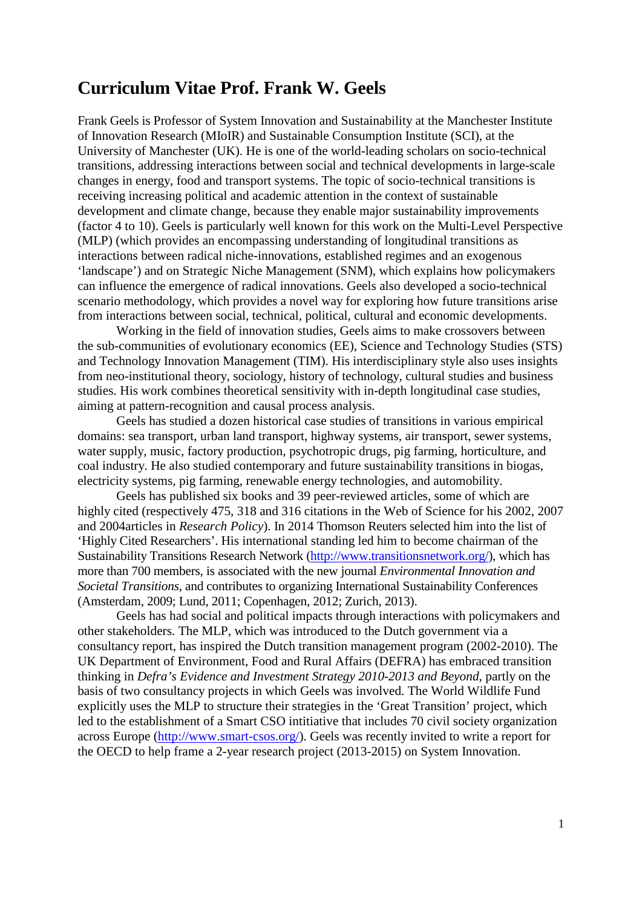# Curriculum Vitae Prof. Frank W. Geels

Frank Geels is Professor of System Innovation and Sustainability at the Manchester Institute of Innovation Research (MIoIR) and Sustainable Consumption Institute (SCI), at the University of Manchester (UK). He is one of the world-leading scholars on socio-technical transitions, addressing interactions between social and technical developments in large-scale changes in energy, food and transport systems. The topic of socio-technical transitions is receiving increasing political and academic attention in the context of sustainable development and climate change, because they enable major sustainability improvements (factor 4 to 10). Geels is particularly well known for this work on the Multi-Level Perspective (MLP) (which provides an encompassing understanding of longitudinal transitions as interactions between radical niche-innovations, established regimes and an exogenous 'landscape') and on Strategic Niche Management (SNM), which explains how policymakers can influence the emergence of radical innovations. Geels also developed a socio-technical scenario methodology, which provides a novel way for exploring how future transitions arise from interactions between social, technical, political, cultural and economic developments.

Working in the field of innovation studies, Geels aims to make crossovers between the sub-communities of evolutionary economics (EE), Science and Technology Studies (STS) and Technology Innovation Management (TIM). His interdisciplinary style also uses insights from neo-institutional theory, sociology, history of technology, cultural studies and business studies. His work combines theoretical sensitivity with in-depth longitudinal case studies, aiming at pattern-recognition and causal process analysis.

Geels has studied a dozen historical case studies of transitions in various empirical domains: sea transport, urban land transport, highway systems, air transport, sewer systems, water supply, music, factory production, psychotropic drugs, pig farming, horticulture, and coal industry. He also studied contemporary and future sustainability transitions in biogas, electricity systems, pig farming, renewable energy technologies, and automobility.

Geels has published six books and 39 peer-reviewed articles, some of which are highly cited (respectively 475, 318 and 316 citations in the Web of Science for his 2002, 2007 and 2004articles in *Research Policy*). In 2014 Thomson Reuters selected him into the list of 'Highly Cited Researchers'. His international standing led him to become chairman of the Sustainability Transitions Research Network (http://www.transitionsnetwork.org/), which has more than 700 members, is associated with the new journal *Environmental Innovation and Societal Transitions*, and contributes to organizing International Sustainability Conferences (Amsterdam, 2009; Lund, 2011; Copenhagen, 2012; Zurich, 2013).

Geels has had social and political impacts through interactions with policymakers and other stakeholders. The MLP, which was introduced to the Dutch government via a consultancy report, has inspired the Dutch transition management program (2002-2010). The UK Department of Environment, Food and Rural Affairs (DEFRA) has embraced transition thinking in *Defra's Evidence and Investment Strategy 2010-2013 and Beyond*, partly on the basis of two consultancy projects in which Geels was involved. The World Wildlife Fund explicitly uses the MLP to structure their strategies in the 'Great Transition' project, which led to the establishment of a Smart CSO intitiative that includes 70 civil society organization across Europe (http://www.smart-csos.org/). Geels was recently invited to write a report for the OECD to help frame a 2-year research project (2013-2015) on System Innovation.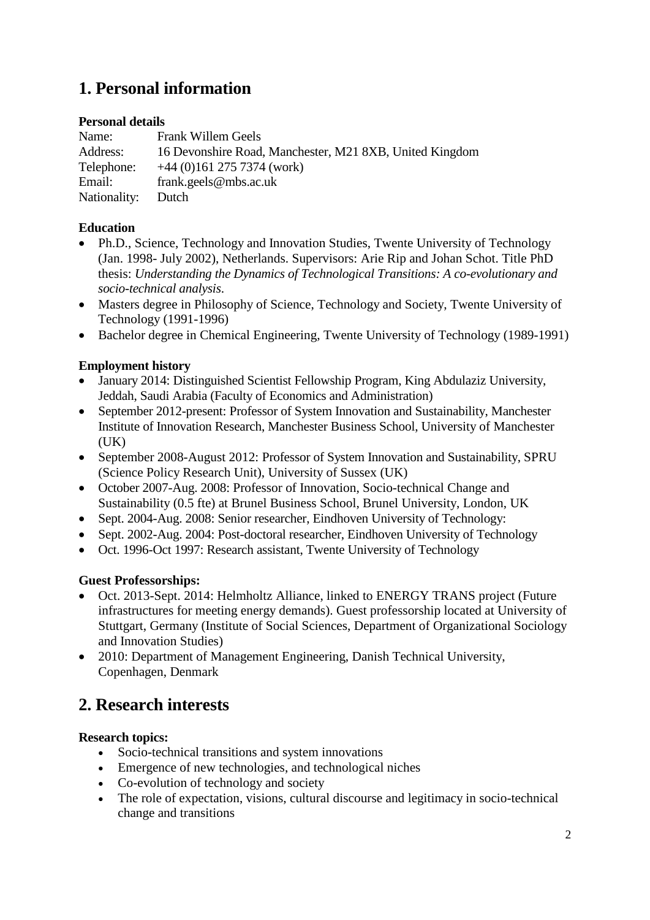# 1. Personal information

**Personal details**

Name: Frank Willem Geels
Address: 16 Devonshire Road, Manchester, M21 8XB, United Kingdom
Telephone: +44 (0)161 275 7374 (work)
Email: frank.geels@mbs.ac.uk
Nationality: Dutch

**Education**

- Ph.D., Science, Technology and Innovation Studies, Twente University of Technology (Jan. 1998- July 2002), Netherlands. Supervisors: Arie Rip and Johan Schot. Title PhD thesis: *Understanding the Dynamics of Technological Transitions: A co-evolutionary and socio-technical analysis*.
- Masters degree in Philosophy of Science, Technology and Society, Twente University of Technology (1991-1996)
- Bachelor degree in Chemical Engineering, Twente University of Technology (1989-1991)

**Employment history**

- January 2014: Distinguished Scientist Fellowship Program, King Abdulaziz University, Jeddah, Saudi Arabia (Faculty of Economics and Administration)
- September 2012-present: Professor of System Innovation and Sustainability, Manchester Institute of Innovation Research, Manchester Business School, University of Manchester (UK)
- September 2008-August 2012: Professor of System Innovation and Sustainability, SPRU (Science Policy Research Unit), University of Sussex (UK)
- October 2007-Aug. 2008: Professor of Innovation, Socio-technical Change and Sustainability (0.5 fte) at Brunel Business School, Brunel University, London, UK
- Sept. 2004-Aug. 2008: Senior researcher, Eindhoven University of Technology:
- Sept. 2002-Aug. 2004: Post-doctoral researcher, Eindhoven University of Technology
- Oct. 1996-Oct 1997: Research assistant, Twente University of Technology

**Guest Professorships:**

- Oct. 2013-Sept. 2014: Helmholtz Alliance, linked to ENERGY TRANS project (Future infrastructures for meeting energy demands). Guest professorship located at University of Stuttgart, Germany (Institute of Social Sciences, Department of Organizational Sociology and Innovation Studies)
- 2010: Department of Management Engineering, Danish Technical University, Copenhagen, Denmark

# 2. Research interests

**Research topics:**

- Socio-technical transitions and system innovations
- Emergence of new technologies, and technological niches
- Co-evolution of technology and society
- The role of expectation, visions, cultural discourse and legitimacy in socio-technical change and transitions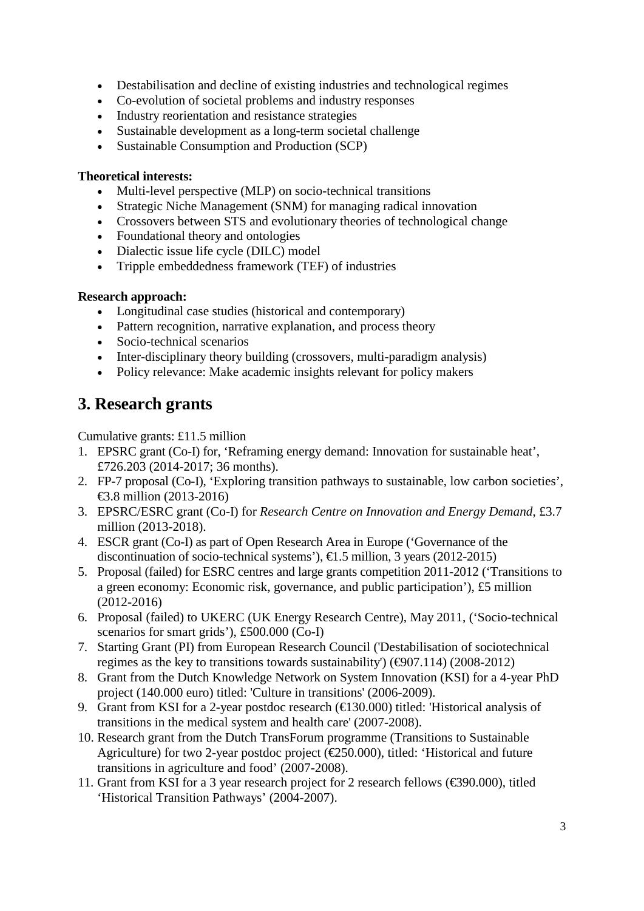- Destabilisation and decline of existing industries and technological regimes
- Co-evolution of societal problems and industry responses
- Industry reorientation and resistance strategies
- Sustainable development as a long-term societal challenge
- Sustainable Consumption and Production (SCP)

**Theoretical interests:**

- Multi-level perspective (MLP) on socio-technical transitions
- Strategic Niche Management (SNM) for managing radical innovation
- Crossovers between STS and evolutionary theories of technological change
- Foundational theory and ontologies
- Dialectic issue life cycle (DILC) model
- Tripple embeddedness framework (TEF) of industries

**Research approach:**

- Longitudinal case studies (historical and contemporary)
- Pattern recognition, narrative explanation, and process theory
- Socio-technical scenarios
- Inter-disciplinary theory building (crossovers, multi-paradigm analysis)
- Policy relevance: Make academic insights relevant for policy makers

## 3. Research grants

Cumulative grants: £11.5 million

1. EPSRC grant (Co-I) for, 'Reframing energy demand: Innovation for sustainable heat', £726.203 (2014-2017; 36 months).
2. FP-7 proposal (Co-I), 'Exploring transition pathways to sustainable, low carbon societies', €3.8 million (2013-2016)
3. EPSRC/ESRC grant (Co-I) for *Research Centre on Innovation and Energy Demand*, £3.7 million (2013-2018).
4. ESCR grant (Co-I) as part of Open Research Area in Europe ('Governance of the discontinuation of socio-technical systems'), €1.5 million, 3 years (2012-2015)
5. Proposal (failed) for ESRC centres and large grants competition 2011-2012 ('Transitions to a green economy: Economic risk, governance, and public participation'), £5 million (2012-2016)
6. Proposal (failed) to UKERC (UK Energy Research Centre), May 2011, ('Socio-technical scenarios for smart grids'), £500.000 (Co-I)
7. Starting Grant (PI) from European Research Council ('Destabilisation of sociotechnical regimes as the key to transitions towards sustainability') (€907.114) (2008-2012)
8. Grant from the Dutch Knowledge Network on System Innovation (KSI) for a 4-year PhD project (140.000 euro) titled: 'Culture in transitions' (2006-2009).
9. Grant from KSI for a 2-year postdoc research (€130.000) titled: 'Historical analysis of transitions in the medical system and health care' (2007-2008).
10. Research grant from the Dutch TransForum programme (Transitions to Sustainable Agriculture) for two 2-year postdoc project (€250.000), titled: 'Historical and future transitions in agriculture and food' (2007-2008).
11. Grant from KSI for a 3 year research project for 2 research fellows (€390.000), titled 'Historical Transition Pathways' (2004-2007).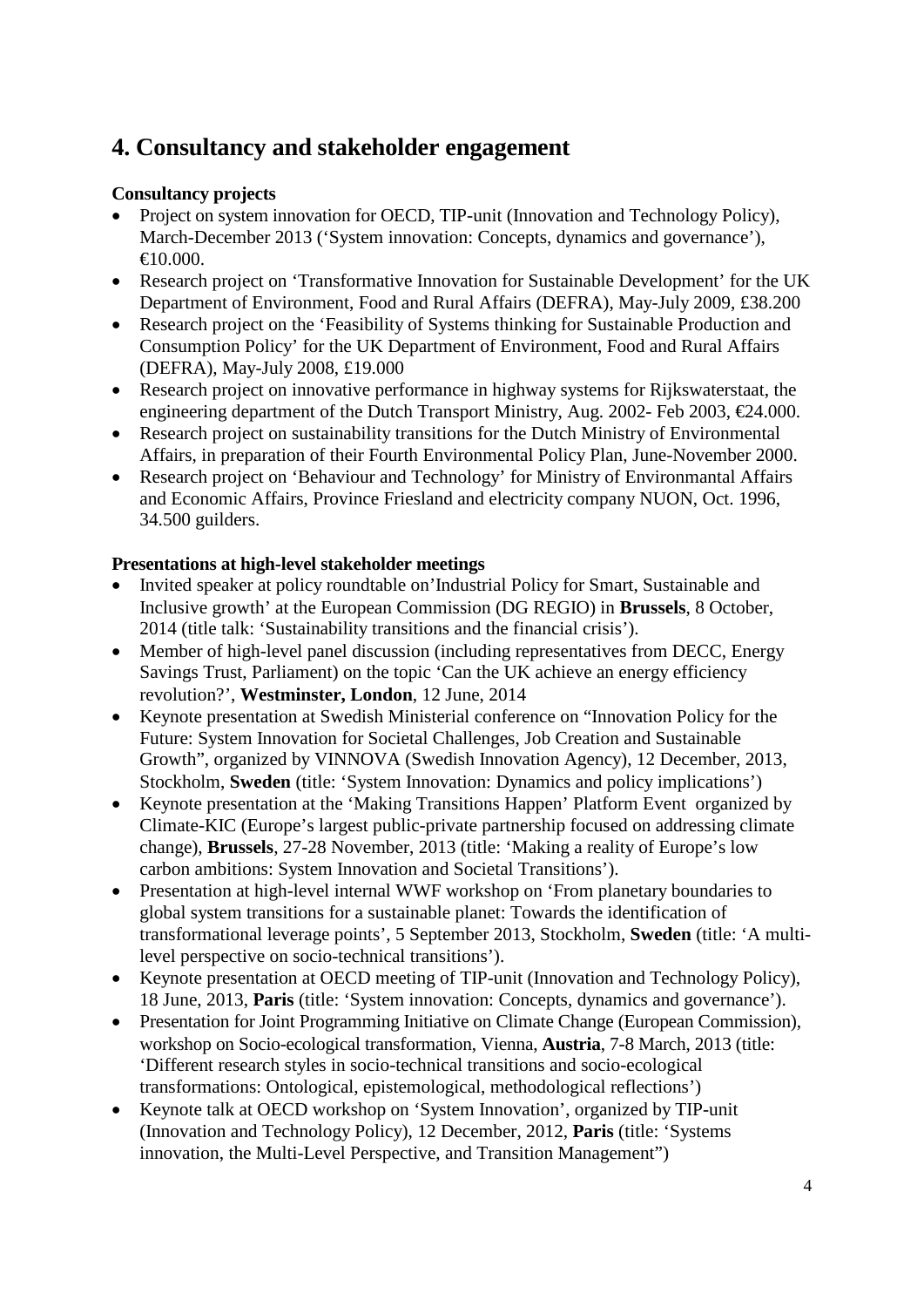## 4. Consultancy and stakeholder engagement

**Consultancy projects**

- Project on system innovation for OECD, TIP-unit (Innovation and Technology Policy), March-December 2013 ('System innovation: Concepts, dynamics and governance'), €10.000.
- Research project on 'Transformative Innovation for Sustainable Development' for the UK Department of Environment, Food and Rural Affairs (DEFRA), May-July 2009, £38.200
- Research project on the 'Feasibility of Systems thinking for Sustainable Production and Consumption Policy' for the UK Department of Environment, Food and Rural Affairs (DEFRA), May-July 2008, £19.000
- Research project on innovative performance in highway systems for Rijkswaterstaat, the engineering department of the Dutch Transport Ministry, Aug. 2002- Feb 2003, €24.000.
- Research project on sustainability transitions for the Dutch Ministry of Environmental Affairs, in preparation of their Fourth Environmental Policy Plan, June-November 2000.
- Research project on 'Behaviour and Technology' for Ministry of Environmantal Affairs and Economic Affairs, Province Friesland and electricity company NUON, Oct. 1996, 34.500 guilders.

**Presentations at high-level stakeholder meetings**

- Invited speaker at policy roundtable on'Industrial Policy for Smart, Sustainable and Inclusive growth' at the European Commission (DG REGIO) in **Brussels**, 8 October, 2014 (title talk: 'Sustainability transitions and the financial crisis').
- Member of high-level panel discussion (including representatives from DECC, Energy Savings Trust, Parliament) on the topic 'Can the UK achieve an energy efficiency revolution?', **Westminster, London**, 12 June, 2014
- Keynote presentation at Swedish Ministerial conference on "Innovation Policy for the Future: System Innovation for Societal Challenges, Job Creation and Sustainable Growth", organized by VINNOVA (Swedish Innovation Agency), 12 December, 2013, Stockholm, **Sweden** (title: 'System Innovation: Dynamics and policy implications')
- Keynote presentation at the 'Making Transitions Happen' Platform Event organized by Climate-KIC (Europe's largest public-private partnership focused on addressing climate change), **Brussels**, 27-28 November, 2013 (title: 'Making a reality of Europe's low carbon ambitions: System Innovation and Societal Transitions').
- Presentation at high-level internal WWF workshop on 'From planetary boundaries to global system transitions for a sustainable planet: Towards the identification of transformational leverage points', 5 September 2013, Stockholm, **Sweden** (title: 'A multi-level perspective on socio-technical transitions').
- Keynote presentation at OECD meeting of TIP-unit (Innovation and Technology Policy), 18 June, 2013, **Paris** (title: 'System innovation: Concepts, dynamics and governance').
- Presentation for Joint Programming Initiative on Climate Change (European Commission), workshop on Socio-ecological transformation, Vienna, **Austria**, 7-8 March, 2013 (title: 'Different research styles in socio-technical transitions and socio-ecological transformations: Ontological, epistemological, methodological reflections')
- Keynote talk at OECD workshop on 'System Innovation', organized by TIP-unit (Innovation and Technology Policy), 12 December, 2012, **Paris** (title: 'Systems innovation, the Multi-Level Perspective, and Transition Management")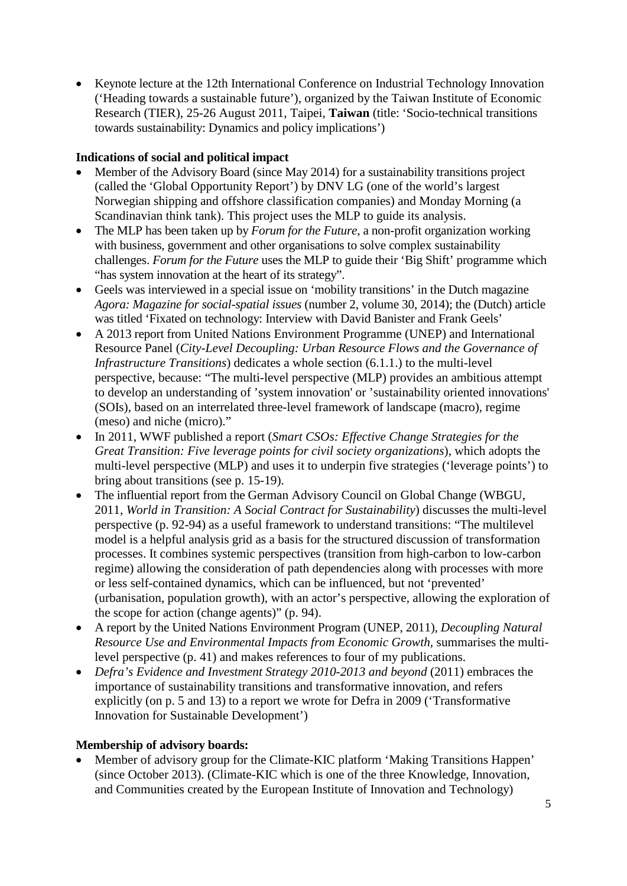- Keynote lecture at the 12th International Conference on Industrial Technology Innovation ('Heading towards a sustainable future'), organized by the Taiwan Institute of Economic Research (TIER), 25-26 August 2011, Taipei, **Taiwan** (title: 'Socio-technical transitions towards sustainability: Dynamics and policy implications')

**Indications of social and political impact**

- Member of the Advisory Board (since May 2014) for a sustainability transitions project (called the 'Global Opportunity Report') by DNV LG (one of the world's largest Norwegian shipping and offshore classification companies) and Monday Morning (a Scandinavian think tank). This project uses the MLP to guide its analysis.
- The MLP has been taken up by *Forum for the Future*, a non-profit organization working with business, government and other organisations to solve complex sustainability challenges. *Forum for the Future* uses the MLP to guide their 'Big Shift' programme which "has system innovation at the heart of its strategy".
- Geels was interviewed in a special issue on 'mobility transitions' in the Dutch magazine *Agora: Magazine for social-spatial issues* (number 2, volume 30, 2014); the (Dutch) article was titled 'Fixated on technology: Interview with David Banister and Frank Geels'
- A 2013 report from United Nations Environment Programme (UNEP) and International Resource Panel (*City-Level Decoupling: Urban Resource Flows and the Governance of Infrastructure Transitions*) dedicates a whole section (6.1.1.) to the multi-level perspective, because: "The multi-level perspective (MLP) provides an ambitious attempt to develop an understanding of 'system innovation' or 'sustainability oriented innovations' (SOIs), based on an interrelated three-level framework of landscape (macro), regime (meso) and niche (micro)."
- In 2011, WWF published a report (*Smart CSOs: Effective Change Strategies for the Great Transition: Five leverage points for civil society organizations*), which adopts the multi-level perspective (MLP) and uses it to underpin five strategies ('leverage points') to bring about transitions (see p. 15-19).
- The influential report from the German Advisory Council on Global Change (WBGU, 2011, *World in Transition: A Social Contract for Sustainability*) discusses the multi-level perspective (p. 92-94) as a useful framework to understand transitions: "The multilevel model is a helpful analysis grid as a basis for the structured discussion of transformation processes. It combines systemic perspectives (transition from high-carbon to low-carbon regime) allowing the consideration of path dependencies along with processes with more or less self-contained dynamics, which can be influenced, but not 'prevented' (urbanisation, population growth), with an actor's perspective, allowing the exploration of the scope for action (change agents)" (p. 94).
- A report by the United Nations Environment Program (UNEP, 2011), *Decoupling Natural Resource Use and Environmental Impacts from Economic Growth*, summarises the multi-level perspective (p. 41) and makes references to four of my publications.
- *Defra's Evidence and Investment Strategy 2010-2013 and beyond* (2011) embraces the importance of sustainability transitions and transformative innovation, and refers explicitly (on p. 5 and 13) to a report we wrote for Defra in 2009 ('Transformative Innovation for Sustainable Development')

**Membership of advisory boards:**

- Member of advisory group for the Climate-KIC platform 'Making Transitions Happen' (since October 2013). (Climate-KIC which is one of the three Knowledge, Innovation, and Communities created by the European Institute of Innovation and Technology)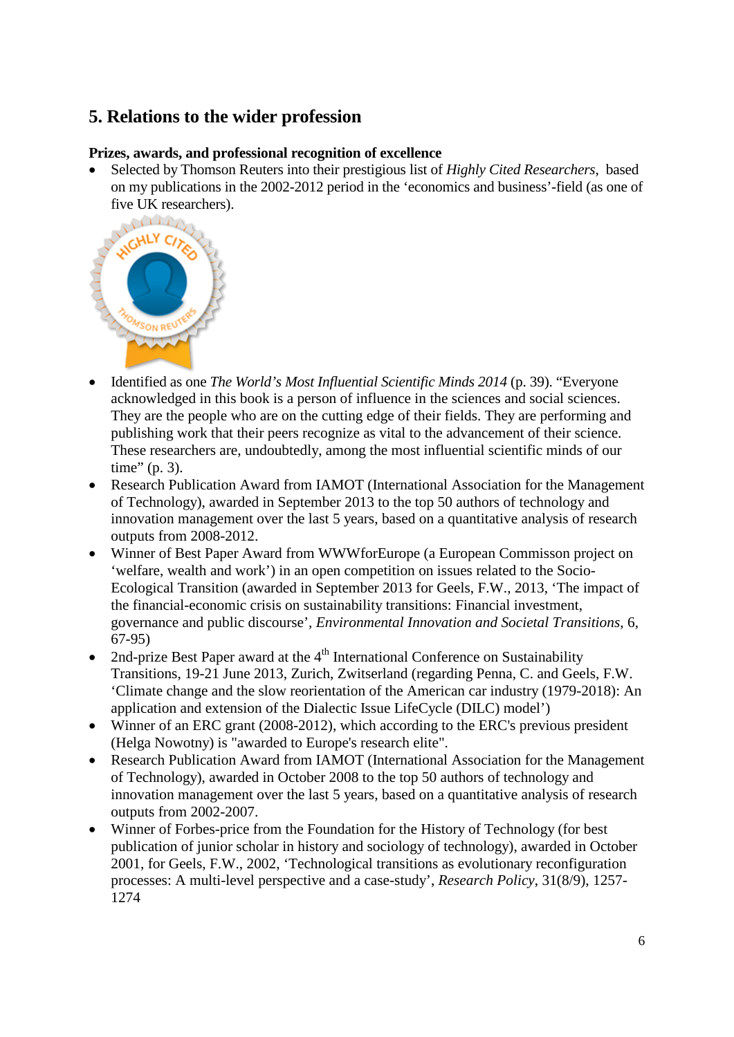## 5. Relations to the wider profession

**Prizes, awards, and professional recognition of excellence**

- Selected by Thomson Reuters into their prestigious list of *Highly Cited Researchers*, based on my publications in the 2002-2012 period in the 'economics and business'-field (as one of five UK researchers).
- Identified as one *The World's Most Influential Scientific Minds 2014* (p. 39). "Everyone acknowledged in this book is a person of influence in the sciences and social sciences. They are the people who are on the cutting edge of their fields. They are performing and publishing work that their peers recognize as vital to the advancement of their science. These researchers are, undoubtedly, among the most influential scientific minds of our time" (p. 3).
- Research Publication Award from IAMOT (International Association for the Management of Technology), awarded in September 2013 to the top 50 authors of technology and innovation management over the last 5 years, based on a quantitative analysis of research outputs from 2008-2012.
- Winner of Best Paper Award from WWWforEurope (a European Commisson project on 'welfare, wealth and work') in an open competition on issues related to the Socio-Ecological Transition (awarded in September 2013 for Geels, F.W., 2013, 'The impact of the financial-economic crisis on sustainability transitions: Financial investment, governance and public discourse', *Environmental Innovation and Societal Transitions*, 6, 67-95)
- 2nd-prize Best Paper award at the 4th International Conference on Sustainability Transitions, 19-21 June 2013, Zurich, Zwitserland (regarding Penna, C. and Geels, F.W. 'Climate change and the slow reorientation of the American car industry (1979-2018): An application and extension of the Dialectic Issue LifeCycle (DILC) model')
- Winner of an ERC grant (2008-2012), which according to the ERC's previous president (Helga Nowotny) is "awarded to Europe's research elite".
- Research Publication Award from IAMOT (International Association for the Management of Technology), awarded in October 2008 to the top 50 authors of technology and innovation management over the last 5 years, based on a quantitative analysis of research outputs from 2002-2007.
- Winner of Forbes-price from the Foundation for the History of Technology (for best publication of junior scholar in history and sociology of technology), awarded in October 2001, for Geels, F.W., 2002, 'Technological transitions as evolutionary reconfiguration processes: A multi-level perspective and a case-study', *Research Policy*, 31(8/9), 1257-1274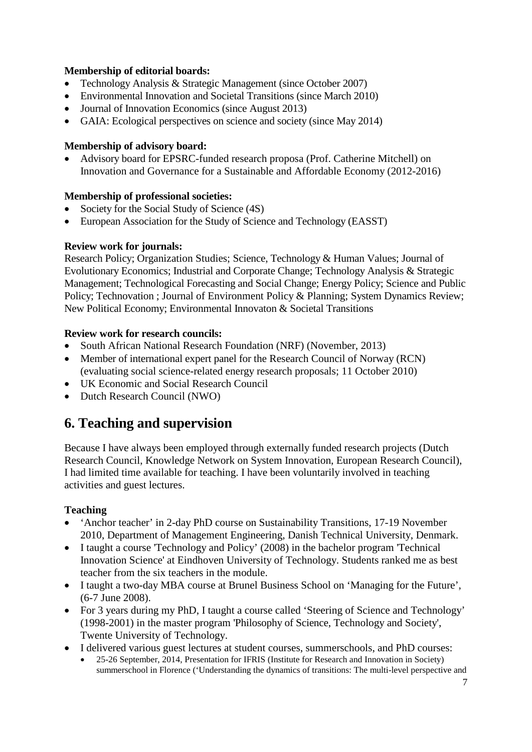**Membership of editorial boards:**

- Technology Analysis & Strategic Management (since October 2007)
- Environmental Innovation and Societal Transitions (since March 2010)
- Journal of Innovation Economics (since August 2013)
- GAIA: Ecological perspectives on science and society (since May 2014)

**Membership of advisory board:**

- Advisory board for EPSRC-funded research proposa (Prof. Catherine Mitchell) on Innovation and Governance for a Sustainable and Affordable Economy (2012-2016)

**Membership of professional societies:**

- Society for the Social Study of Science (4S)
- European Association for the Study of Science and Technology (EASST)

**Review work for journals:**

Research Policy; Organization Studies; Science, Technology & Human Values; Journal of Evolutionary Economics; Industrial and Corporate Change; Technology Analysis & Strategic Management; Technological Forecasting and Social Change; Energy Policy; Science and Public Policy; Technovation ; Journal of Environment Policy & Planning; System Dynamics Review; New Political Economy; Environmental Innovaton & Societal Transitions

**Review work for research councils:**

- South African National Research Foundation (NRF) (November, 2013)
- Member of international expert panel for the Research Council of Norway (RCN) (evaluating social science-related energy research proposals; 11 October 2010)
- UK Economic and Social Research Council
- Dutch Research Council (NWO)

# 6. Teaching and supervision

Because I have always been employed through externally funded research projects (Dutch Research Council, Knowledge Network on System Innovation, European Research Council), I had limited time available for teaching. I have been voluntarily involved in teaching activities and guest lectures.

**Teaching**

- 'Anchor teacher' in 2-day PhD course on Sustainability Transitions, 17-19 November 2010, Department of Management Engineering, Danish Technical University, Denmark.
- I taught a course 'Technology and Policy' (2008) in the bachelor program 'Technical Innovation Science' at Eindhoven University of Technology. Students ranked me as best teacher from the six teachers in the module.
- I taught a two-day MBA course at Brunel Business School on 'Managing for the Future', (6-7 June 2008).
- For 3 years during my PhD, I taught a course called 'Steering of Science and Technology' (1998-2001) in the master program 'Philosophy of Science, Technology and Society', Twente University of Technology.
- I delivered various guest lectures at student courses, summerschools, and PhD courses:
    - 25-26 September, 2014, Presentation for IFRIS (Institute for Research and Innovation in Society) summerschool in Florence ('Understanding the dynamics of transitions: The multi-level perspective and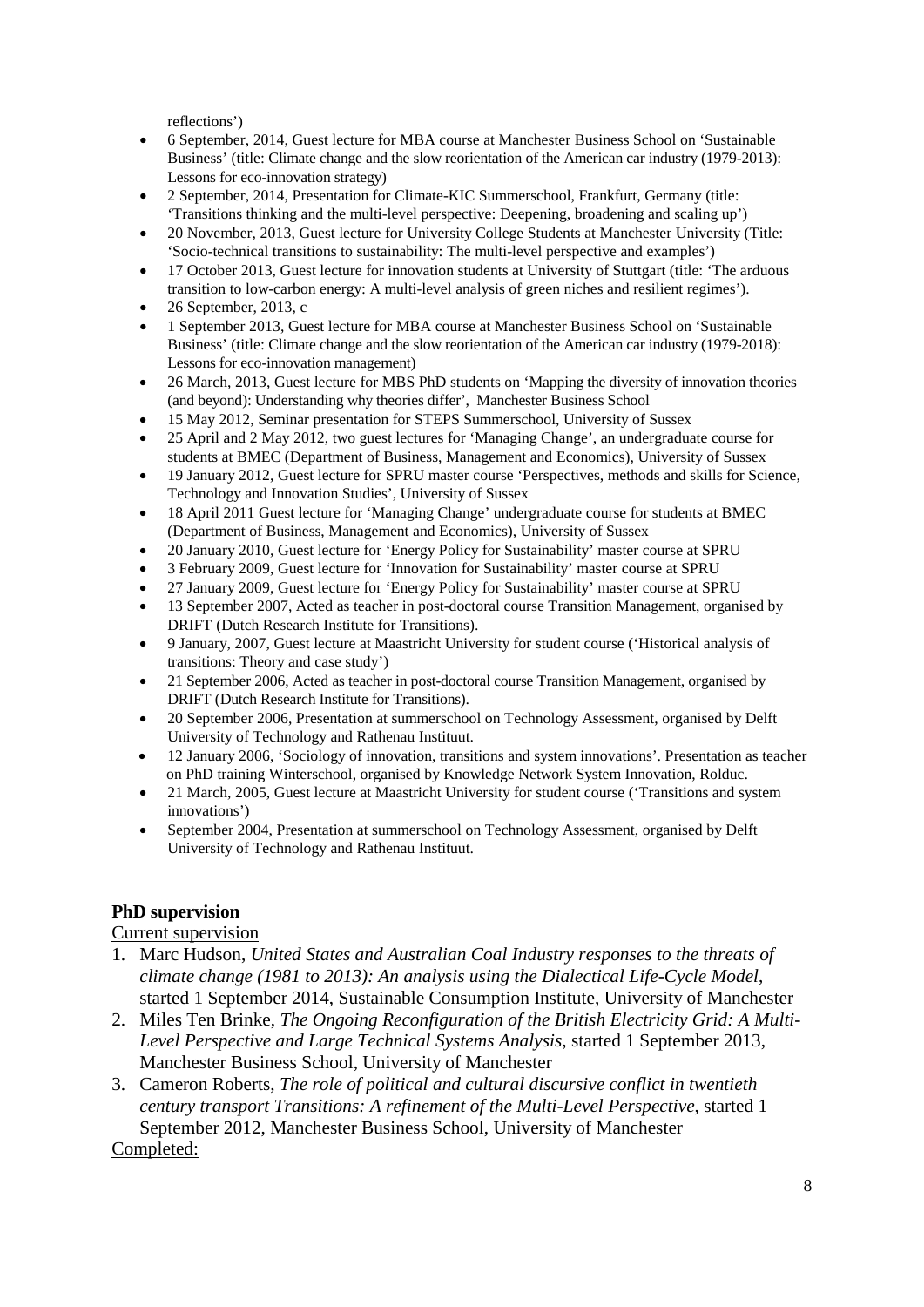reflections')

- 6 September, 2014, Guest lecture for MBA course at Manchester Business School on 'Sustainable Business' (title: Climate change and the slow reorientation of the American car industry (1979-2013): Lessons for eco-innovation strategy)
- 2 September, 2014, Presentation for Climate-KIC Summerschool, Frankfurt, Germany (title: 'Transitions thinking and the multi-level perspective: Deepening, broadening and scaling up')
- 20 November, 2013, Guest lecture for University College Students at Manchester University (Title: 'Socio-technical transitions to sustainability: The multi-level perspective and examples')
- 17 October 2013, Guest lecture for innovation students at University of Stuttgart (title: 'The arduous transition to low-carbon energy: A multi-level analysis of green niches and resilient regimes').
- 26 September, 2013, c
- 1 September 2013, Guest lecture for MBA course at Manchester Business School on 'Sustainable Business' (title: Climate change and the slow reorientation of the American car industry (1979-2018): Lessons for eco-innovation management)
- 26 March, 2013, Guest lecture for MBS PhD students on 'Mapping the diversity of innovation theories (and beyond): Understanding why theories differ', Manchester Business School
- 15 May 2012, Seminar presentation for STEPS Summerschool, University of Sussex
- 25 April and 2 May 2012, two guest lectures for 'Managing Change', an undergraduate course for students at BMEC (Department of Business, Management and Economics), University of Sussex
- 19 January 2012, Guest lecture for SPRU master course 'Perspectives, methods and skills for Science, Technology and Innovation Studies', University of Sussex
- 18 April 2011 Guest lecture for 'Managing Change' undergraduate course for students at BMEC (Department of Business, Management and Economics), University of Sussex
- 20 January 2010, Guest lecture for 'Energy Policy for Sustainability' master course at SPRU
- 3 February 2009, Guest lecture for 'Innovation for Sustainability' master course at SPRU
- 27 January 2009, Guest lecture for 'Energy Policy for Sustainability' master course at SPRU
- 13 September 2007, Acted as teacher in post-doctoral course Transition Management, organised by DRIFT (Dutch Research Institute for Transitions).
- 9 January, 2007, Guest lecture at Maastricht University for student course ('Historical analysis of transitions: Theory and case study')
- 21 September 2006, Acted as teacher in post-doctoral course Transition Management, organised by DRIFT (Dutch Research Institute for Transitions).
- 20 September 2006, Presentation at summerschool on Technology Assessment, organised by Delft University of Technology and Rathenau Instituut.
- 12 January 2006, 'Sociology of innovation, transitions and system innovations'. Presentation as teacher on PhD training Winterschool, organised by Knowledge Network System Innovation, Rolduc.
- 21 March, 2005, Guest lecture at Maastricht University for student course ('Transitions and system innovations')
- September 2004, Presentation at summerschool on Technology Assessment, organised by Delft University of Technology and Rathenau Instituut.

## PhD supervision

Current supervision

1. Marc Hudson, *United States and Australian Coal Industry responses to the threats of climate change (1981 to 2013): An analysis using the Dialectical Life-Cycle Model*, started 1 September 2014, Sustainable Consumption Institute, University of Manchester
2. Miles Ten Brinke, *The Ongoing Reconfiguration of the British Electricity Grid: A Multi-Level Perspective and Large Technical Systems Analysis*, started 1 September 2013, Manchester Business School, University of Manchester
3. Cameron Roberts, *The role of political and cultural discursive conflict in twentieth century transport Transitions: A refinement of the Multi-Level Perspective*, started 1 September 2012, Manchester Business School, University of Manchester

Completed: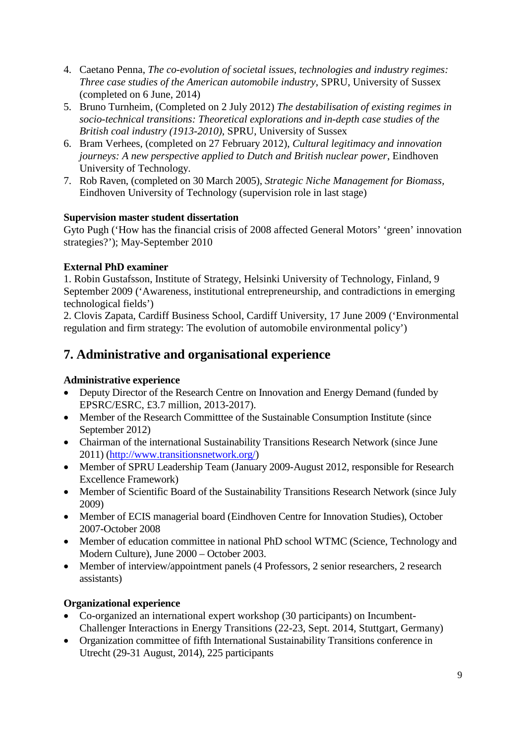4. Caetano Penna, *The co-evolution of societal issues, technologies and industry regimes: Three case studies of the American automobile industry*, SPRU, University of Sussex (completed on 6 June, 2014)
5. Bruno Turnheim, (Completed on 2 July 2012) *The destabilisation of existing regimes in socio-technical transitions: Theoretical explorations and in-depth case studies of the British coal industry (1913-2010)*, SPRU, University of Sussex
6. Bram Verhees, (completed on 27 February 2012), *Cultural legitimacy and innovation journeys: A new perspective applied to Dutch and British nuclear power*, Eindhoven University of Technology.
7. Rob Raven, (completed on 30 March 2005), *Strategic Niche Management for Biomass*, Eindhoven University of Technology (supervision role in last stage)

**Supervision master student dissertation**

Gyto Pugh ('How has the financial crisis of 2008 affected General Motors' 'green' innovation strategies?'); May-September 2010

**External PhD examiner**

1. Robin Gustafsson, Institute of Strategy, Helsinki University of Technology, Finland, 9 September 2009 ('Awareness, institutional entrepreneurship, and contradictions in emerging technological fields')
2. Clovis Zapata, Cardiff Business School, Cardiff University, 17 June 2009 ('Environmental regulation and firm strategy: The evolution of automobile environmental policy')

## 7. Administrative and organisational experience

**Administrative experience**

- Deputy Director of the Research Centre on Innovation and Energy Demand (funded by EPSRC/ESRC, £3.7 million, 2013-2017).
- Member of the Research Committtee of the Sustainable Consumption Institute (since September 2012)
- Chairman of the international Sustainability Transitions Research Network (since June 2011) (http://www.transitionsnetwork.org/)
- Member of SPRU Leadership Team (January 2009-August 2012, responsible for Research Excellence Framework)
- Member of Scientific Board of the Sustainability Transitions Research Network (since July 2009)
- Member of ECIS managerial board (Eindhoven Centre for Innovation Studies), October 2007-October 2008
- Member of education committee in national PhD school WTMC (Science, Technology and Modern Culture), June 2000 – October 2003.
- Member of interview/appointment panels (4 Professors, 2 senior researchers, 2 research assistants)

**Organizational experience**

- Co-organized an international expert workshop (30 participants) on Incumbent-Challenger Interactions in Energy Transitions (22-23, Sept. 2014, Stuttgart, Germany)
- Organization committee of fifth International Sustainability Transitions conference in Utrecht (29-31 August, 2014), 225 participants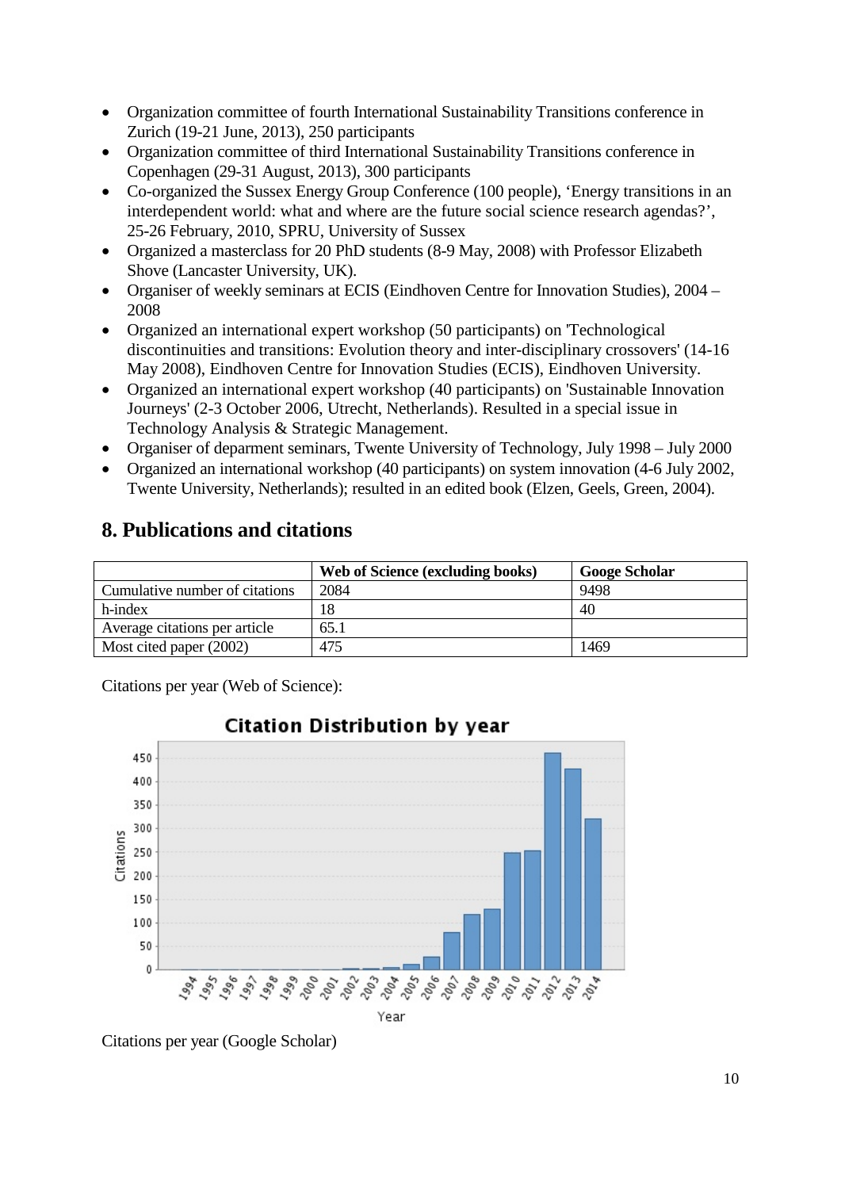- Organization committee of fourth International Sustainability Transitions conference in Zurich (19-21 June, 2013), 250 participants
- Organization committee of third International Sustainability Transitions conference in Copenhagen (29-31 August, 2013), 300 participants
- Co-organized the Sussex Energy Group Conference (100 people), 'Energy transitions in an interdependent world: what and where are the future social science research agendas?', 25-26 February, 2010, SPRU, University of Sussex
- Organized a masterclass for 20 PhD students (8-9 May, 2008) with Professor Elizabeth Shove (Lancaster University, UK).
- Organiser of weekly seminars at ECIS (Eindhoven Centre for Innovation Studies), 2004 – 2008
- Organized an international expert workshop (50 participants) on 'Technological discontinuities and transitions: Evolution theory and inter-disciplinary crossovers' (14-16 May 2008), Eindhoven Centre for Innovation Studies (ECIS), Eindhoven University.
- Organized an international expert workshop (40 participants) on 'Sustainable Innovation Journeys' (2-3 October 2006, Utrecht, Netherlands). Resulted in a special issue in Technology Analysis & Strategic Management.
- Organiser of deparment seminars, Twente University of Technology, July 1998 – July 2000
- Organized an international workshop (40 participants) on system innovation (4-6 July 2002, Twente University, Netherlands); resulted in an edited book (Elzen, Geels, Green, 2004).

## 8. Publications and citations

| | Web of Science (excluding books) | Googe Scholar |
|---|---|---|
| Cumulative number of citations | 2084 | 9498 |
| h-index | 18 | 40 |
| Average citations per article | 65.1 | |
| Most cited paper (2002) | 475 | 1469 |

Citations per year (Web of Science):

Citation Distribution by year

Citations

450
400
350
300
250
200
150
100
50
0

1994 1995 1996 1997 1998 1999 2000 2001 2002 2003 2004 2005 2006 2007 2008 2009 2010 2011 2012 2013 2014

Year

Citations per year (Google Scholar)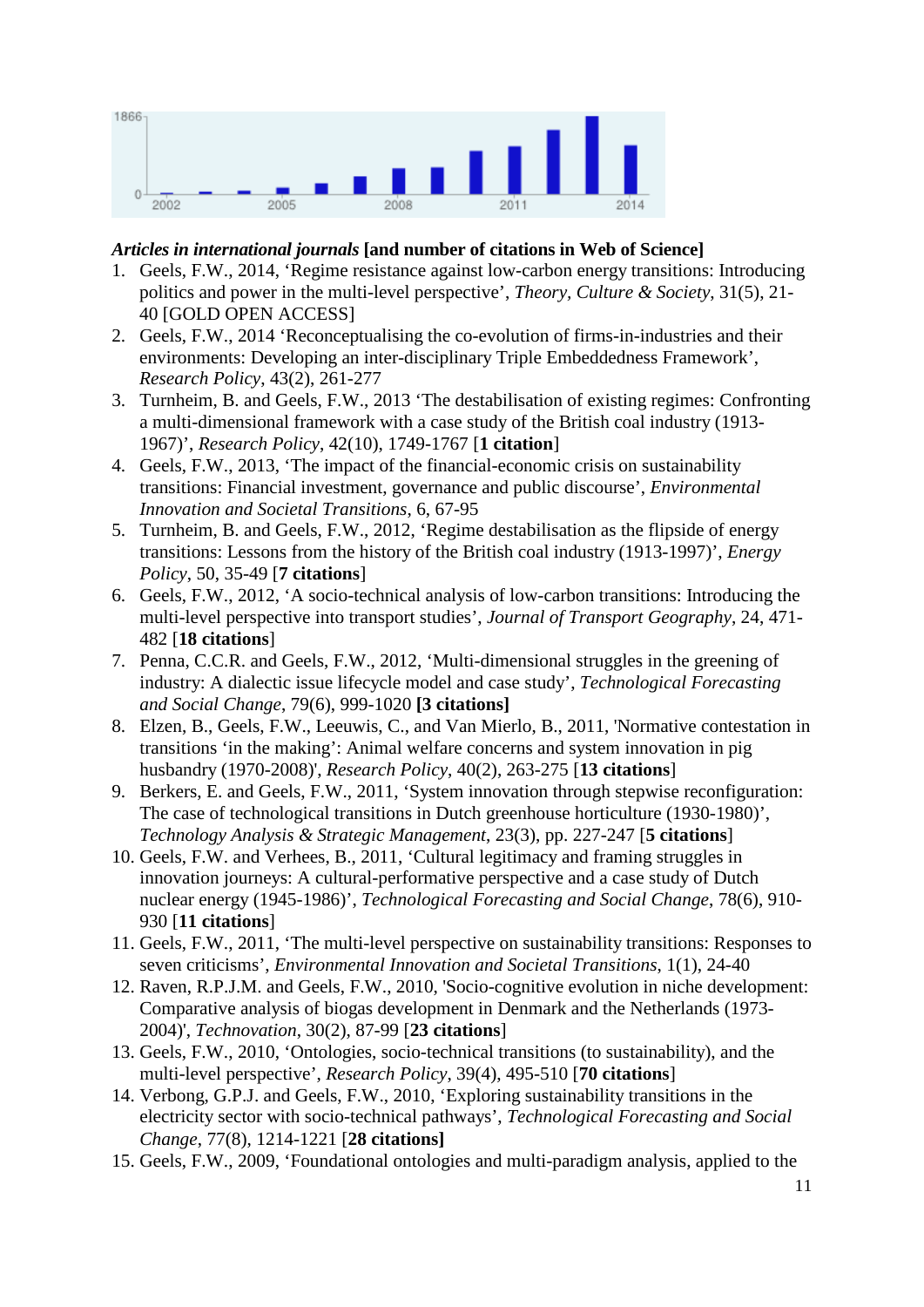1866

0

2002

2005

2008

2011

2014

***Articles in international journals*** **[and number of citations in Web of Science]**

1. Geels, F.W., 2014, 'Regime resistance against low-carbon energy transitions: Introducing politics and power in the multi-level perspective', *Theory, Culture & Society*, 31(5), 21-40 [GOLD OPEN ACCESS]
2. Geels, F.W., 2014 'Reconceptualising the co-evolution of firms-in-industries and their environments: Developing an inter-disciplinary Triple Embeddedness Framework', *Research Policy*, 43(2), 261-277
3. Turnheim, B. and Geels, F.W., 2013 'The destabilisation of existing regimes: Confronting a multi-dimensional framework with a case study of the British coal industry (1913-1967)', *Research Policy*, 42(10), 1749-1767 [**1 citation**]
4. Geels, F.W., 2013, 'The impact of the financial-economic crisis on sustainability transitions: Financial investment, governance and public discourse', *Environmental Innovation and Societal Transitions*, 6, 67-95
5. Turnheim, B. and Geels, F.W., 2012, 'Regime destabilisation as the flipside of energy transitions: Lessons from the history of the British coal industry (1913-1997)', *Energy Policy*, 50, 35-49 [**7 citations**]
6. Geels, F.W., 2012, 'A socio-technical analysis of low-carbon transitions: Introducing the multi-level perspective into transport studies', *Journal of Transport Geography*, 24, 471-482 [**18 citations**]
7. Penna, C.C.R. and Geels, F.W., 2012, 'Multi-dimensional struggles in the greening of industry: A dialectic issue lifecycle model and case study', *Technological Forecasting and Social Change*, 79(6), 999-1020 **[3 citations]**
8. Elzen, B., Geels, F.W., Leeuwis, C., and Van Mierlo, B., 2011, 'Normative contestation in transitions 'in the making': Animal welfare concerns and system innovation in pig husbandry (1970-2008)', *Research Policy*, 40(2), 263-275 [**13 citations**]
9. Berkers, E. and Geels, F.W., 2011, 'System innovation through stepwise reconfiguration: The case of technological transitions in Dutch greenhouse horticulture (1930-1980)', *Technology Analysis & Strategic Management*, 23(3), pp. 227-247 [**5 citations**]
10. Geels, F.W. and Verhees, B., 2011, 'Cultural legitimacy and framing struggles in innovation journeys: A cultural-performative perspective and a case study of Dutch nuclear energy (1945-1986)', *Technological Forecasting and Social Change*, 78(6), 910-930 [**11 citations**]
11. Geels, F.W., 2011, 'The multi-level perspective on sustainability transitions: Responses to seven criticisms', *Environmental Innovation and Societal Transitions*, 1(1), 24-40
12. Raven, R.P.J.M. and Geels, F.W., 2010, 'Socio-cognitive evolution in niche development: Comparative analysis of biogas development in Denmark and the Netherlands (1973-2004)', *Technovation*, 30(2), 87-99 [**23 citations**]
13. Geels, F.W., 2010, 'Ontologies, socio-technical transitions (to sustainability), and the multi-level perspective', *Research Policy*, 39(4), 495-510 [**70 citations**]
14. Verbong, G.P.J. and Geels, F.W., 2010, 'Exploring sustainability transitions in the electricity sector with socio-technical pathways', *Technological Forecasting and Social Change*, 77(8), 1214-1221 [**28 citations]**
15. Geels, F.W., 2009, 'Foundational ontologies and multi-paradigm analysis, applied to the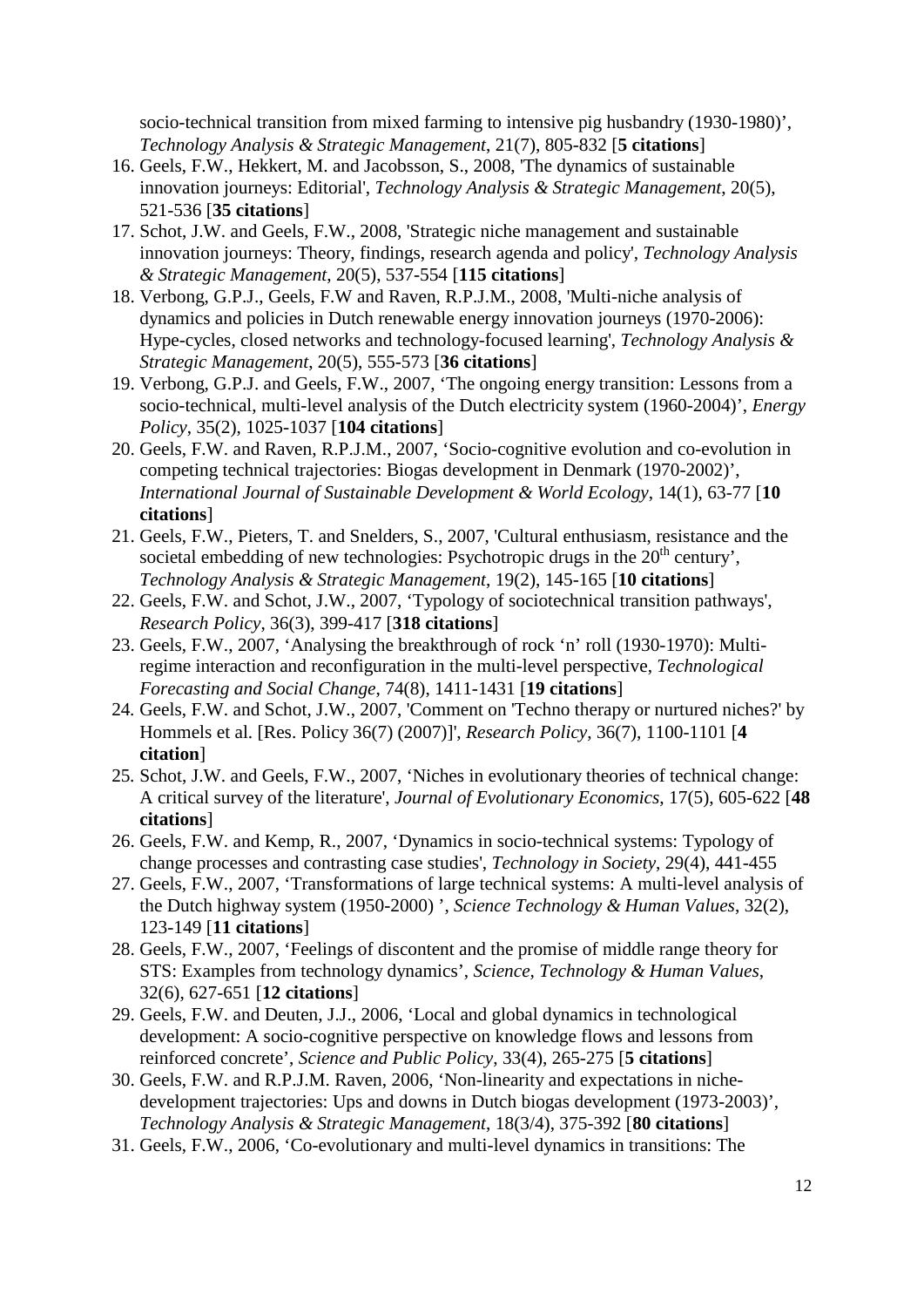socio-technical transition from mixed farming to intensive pig husbandry (1930-1980)', *Technology Analysis & Strategic Management*, 21(7), 805-832 [**5 citations**]

16. Geels, F.W., Hekkert, M. and Jacobsson, S., 2008, 'The dynamics of sustainable innovation journeys: Editorial', *Technology Analysis & Strategic Management*, 20(5), 521-536 [**35 citations**]
17. Schot, J.W. and Geels, F.W., 2008, 'Strategic niche management and sustainable innovation journeys: Theory, findings, research agenda and policy', *Technology Analysis & Strategic Management*, 20(5), 537-554 [**115 citations**]
18. Verbong, G.P.J., Geels, F.W and Raven, R.P.J.M., 2008, 'Multi-niche analysis of dynamics and policies in Dutch renewable energy innovation journeys (1970-2006): Hype-cycles, closed networks and technology-focused learning', *Technology Analysis & Strategic Management*, 20(5), 555-573 [**36 citations**]
19. Verbong, G.P.J. and Geels, F.W., 2007, 'The ongoing energy transition: Lessons from a socio-technical, multi-level analysis of the Dutch electricity system (1960-2004)', *Energy Policy*, 35(2), 1025-1037 [**104 citations**]
20. Geels, F.W. and Raven, R.P.J.M., 2007, 'Socio-cognitive evolution and co-evolution in competing technical trajectories: Biogas development in Denmark (1970-2002)', *International Journal of Sustainable Development & World Ecology*, 14(1), 63-77 [**10 citations**]
21. Geels, F.W., Pieters, T. and Snelders, S., 2007, 'Cultural enthusiasm, resistance and the societal embedding of new technologies: Psychotropic drugs in the 20th century', *Technology Analysis & Strategic Management*, 19(2), 145-165 [**10 citations**]
22. Geels, F.W. and Schot, J.W., 2007, 'Typology of sociotechnical transition pathways', *Research Policy*, 36(3), 399-417 [**318 citations**]
23. Geels, F.W., 2007, 'Analysing the breakthrough of rock 'n' roll (1930-1970): Multi-regime interaction and reconfiguration in the multi-level perspective, *Technological Forecasting and Social Change*, 74(8), 1411-1431 [**19 citations**]
24. Geels, F.W. and Schot, J.W., 2007, 'Comment on 'Techno therapy or nurtured niches?' by Hommels et al. [Res. Policy 36(7) (2007)]', *Research Policy*, 36(7), 1100-1101 [**4 citation**]
25. Schot, J.W. and Geels, F.W., 2007, 'Niches in evolutionary theories of technical change: A critical survey of the literature', *Journal of Evolutionary Economics*, 17(5), 605-622 [**48 citations**]
26. Geels, F.W. and Kemp, R., 2007, 'Dynamics in socio-technical systems: Typology of change processes and contrasting case studies', *Technology in Society*, 29(4), 441-455
27. Geels, F.W., 2007, 'Transformations of large technical systems: A multi-level analysis of the Dutch highway system (1950-2000) ', *Science Technology & Human Values*, 32(2), 123-149 [**11 citations**]
28. Geels, F.W., 2007, 'Feelings of discontent and the promise of middle range theory for STS: Examples from technology dynamics', *Science, Technology & Human Values*, 32(6), 627-651 [**12 citations**]
29. Geels, F.W. and Deuten, J.J., 2006, 'Local and global dynamics in technological development: A socio-cognitive perspective on knowledge flows and lessons from reinforced concrete', *Science and Public Policy*, 33(4), 265-275 [**5 citations**]
30. Geels, F.W. and R.P.J.M. Raven, 2006, 'Non-linearity and expectations in niche-development trajectories: Ups and downs in Dutch biogas development (1973-2003)', *Technology Analysis & Strategic Management*, 18(3/4), 375-392 [**80 citations**]
31. Geels, F.W., 2006, 'Co-evolutionary and multi-level dynamics in transitions: The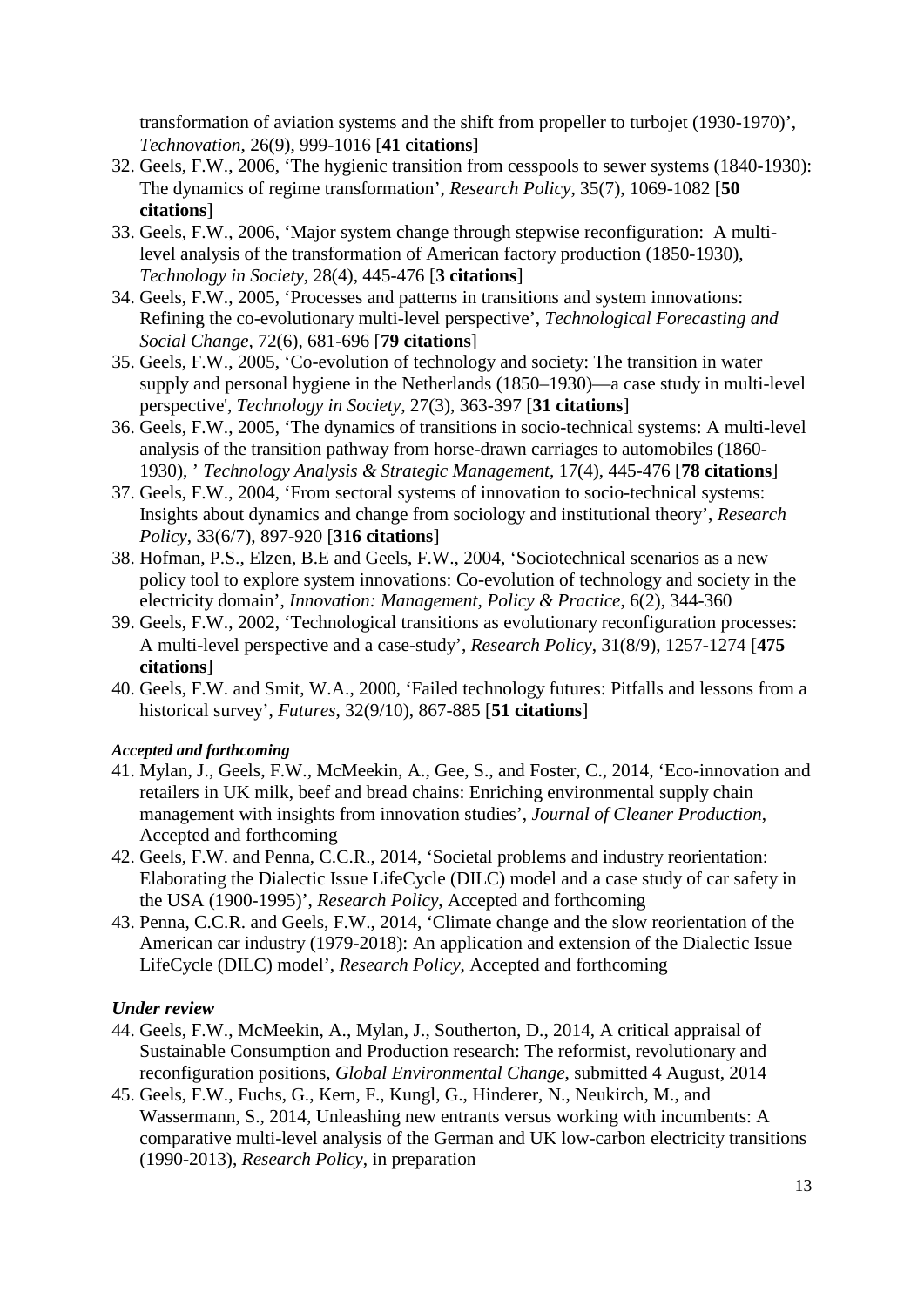transformation of aviation systems and the shift from propeller to turbojet (1930-1970)', *Technovation*, 26(9), 999-1016 [**41 citations**]

32. Geels, F.W., 2006, 'The hygienic transition from cesspools to sewer systems (1840-1930): The dynamics of regime transformation', *Research Policy*, 35(7), 1069-1082 [**50 citations**]
33. Geels, F.W., 2006, 'Major system change through stepwise reconfiguration: A multi-level analysis of the transformation of American factory production (1850-1930), *Technology in Society*, 28(4), 445-476 [**3 citations**]
34. Geels, F.W., 2005, 'Processes and patterns in transitions and system innovations: Refining the co-evolutionary multi-level perspective', *Technological Forecasting and Social Change*, 72(6), 681-696 [**79 citations**]
35. Geels, F.W., 2005, 'Co-evolution of technology and society: The transition in water supply and personal hygiene in the Netherlands (1850–1930)—a case study in multi-level perspective', *Technology in Society*, 27(3), 363-397 [**31 citations**]
36. Geels, F.W., 2005, 'The dynamics of transitions in socio-technical systems: A multi-level analysis of the transition pathway from horse-drawn carriages to automobiles (1860-1930), ' *Technology Analysis & Strategic Management*, 17(4), 445-476 [**78 citations**]
37. Geels, F.W., 2004, 'From sectoral systems of innovation to socio-technical systems: Insights about dynamics and change from sociology and institutional theory', *Research Policy*, 33(6/7), 897-920 [**316 citations**]
38. Hofman, P.S., Elzen, B.E and Geels, F.W., 2004, 'Sociotechnical scenarios as a new policy tool to explore system innovations: Co-evolution of technology and society in the electricity domain', *Innovation: Management, Policy & Practice*, 6(2), 344-360
39. Geels, F.W., 2002, 'Technological transitions as evolutionary reconfiguration processes: A multi-level perspective and a case-study', *Research Policy*, 31(8/9), 1257-1274 [**475 citations**]
40. Geels, F.W. and Smit, W.A., 2000, 'Failed technology futures: Pitfalls and lessons from a historical survey', *Futures*, 32(9/10), 867-885 [**51 citations**]

***Accepted and forthcoming***

41. Mylan, J., Geels, F.W., McMeekin, A., Gee, S., and Foster, C., 2014, 'Eco-innovation and retailers in UK milk, beef and bread chains: Enriching environmental supply chain management with insights from innovation studies', *Journal of Cleaner Production*, Accepted and forthcoming
42. Geels, F.W. and Penna, C.C.R., 2014, 'Societal problems and industry reorientation: Elaborating the Dialectic Issue LifeCycle (DILC) model and a case study of car safety in the USA (1900-1995)', *Research Policy*, Accepted and forthcoming
43. Penna, C.C.R. and Geels, F.W., 2014, 'Climate change and the slow reorientation of the American car industry (1979-2018): An application and extension of the Dialectic Issue LifeCycle (DILC) model', *Research Policy*, Accepted and forthcoming

***Under review***

44. Geels, F.W., McMeekin, A., Mylan, J., Southerton, D., 2014, A critical appraisal of Sustainable Consumption and Production research: The reformist, revolutionary and reconfiguration positions, *Global Environmental Change*, submitted 4 August, 2014
45. Geels, F.W., Fuchs, G., Kern, F., Kungl, G., Hinderer, N., Neukirch, M., and Wassermann, S., 2014, Unleashing new entrants versus working with incumbents: A comparative multi-level analysis of the German and UK low-carbon electricity transitions (1990-2013), *Research Policy*, in preparation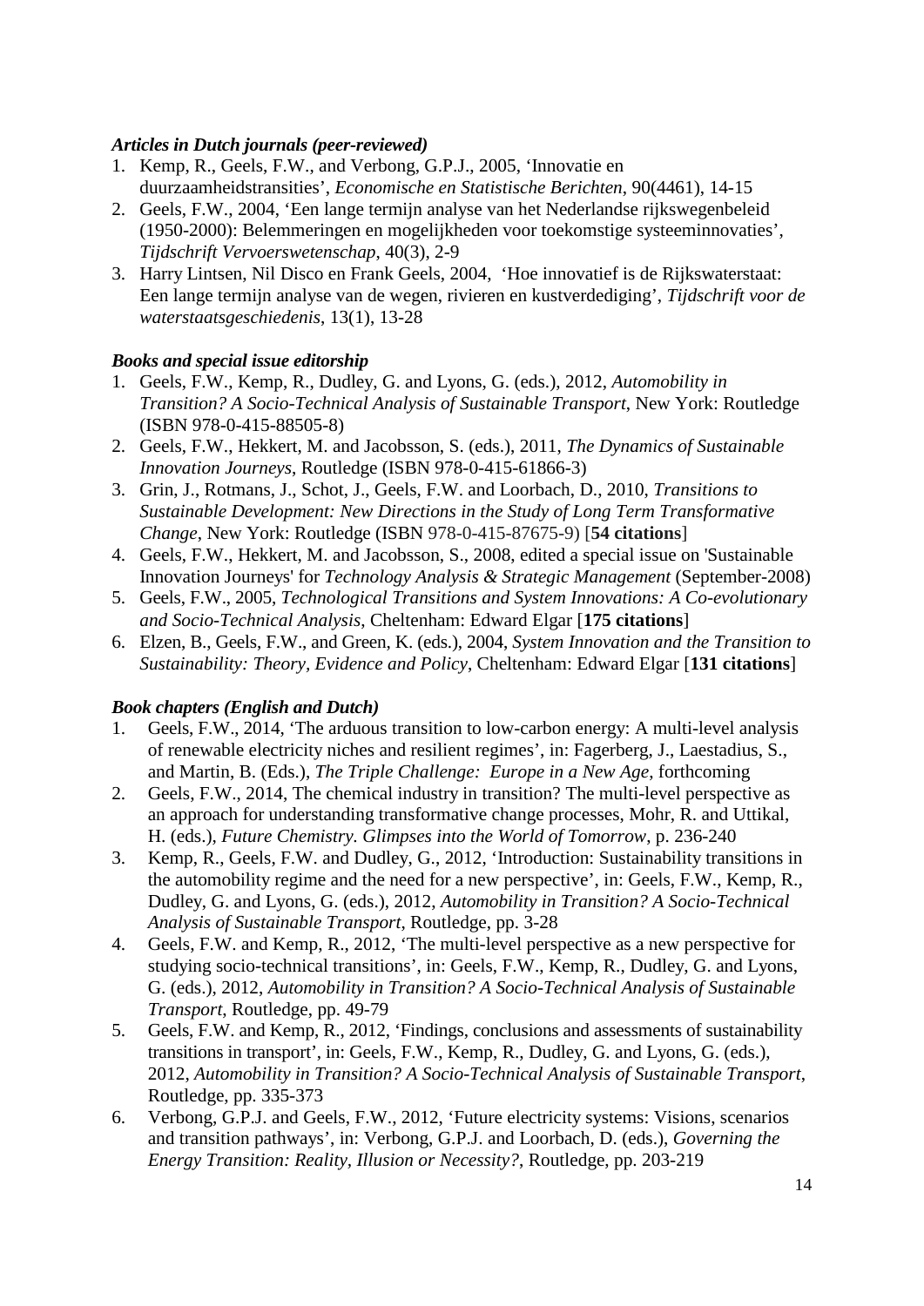### *Articles in Dutch journals (peer-reviewed)*

1. Kemp, R., Geels, F.W., and Verbong, G.P.J., 2005, 'Innovatie en duurzaamheidstransities', *Economische en Statistische Berichten*, 90(4461), 14-15
2. Geels, F.W., 2004, 'Een lange termijn analyse van het Nederlandse rijkswegenbeleid (1950-2000): Belemmeringen en mogelijkheden voor toekomstige systeeminnovaties', *Tijdschrift Vervoerswetenschap*, 40(3), 2-9
3. Harry Lintsen, Nil Disco en Frank Geels, 2004, 'Hoe innovatief is de Rijkswaterstaat: Een lange termijn analyse van de wegen, rivieren en kustverdediging', *Tijdschrift voor de waterstaatsgeschiedenis*, 13(1), 13-28

### *Books and special issue editorship*

1. Geels, F.W., Kemp, R., Dudley, G. and Lyons, G. (eds.), 2012, *Automobility in Transition? A Socio-Technical Analysis of Sustainable Transport*, New York: Routledge (ISBN 978-0-415-88505-8)
2. Geels, F.W., Hekkert, M. and Jacobsson, S. (eds.), 2011, *The Dynamics of Sustainable Innovation Journeys*, Routledge (ISBN 978-0-415-61866-3)
3. Grin, J., Rotmans, J., Schot, J., Geels, F.W. and Loorbach, D., 2010, *Transitions to Sustainable Development: New Directions in the Study of Long Term Transformative Change*, New York: Routledge (ISBN 978-0-415-87675-9) [**54 citations**]
4. Geels, F.W., Hekkert, M. and Jacobsson, S., 2008, edited a special issue on 'Sustainable Innovation Journeys' for *Technology Analysis & Strategic Management* (September-2008)
5. Geels, F.W., 2005, *Technological Transitions and System Innovations: A Co-evolutionary and Socio-Technical Analysis*, Cheltenham: Edward Elgar [**175 citations**]
6. Elzen, B., Geels, F.W., and Green, K. (eds.), 2004, *System Innovation and the Transition to Sustainability: Theory, Evidence and Policy*, Cheltenham: Edward Elgar [**131 citations**]

### *Book chapters (English and Dutch)*

1. Geels, F.W., 2014, 'The arduous transition to low-carbon energy: A multi-level analysis of renewable electricity niches and resilient regimes', in: Fagerberg, J., Laestadius, S., and Martin, B. (Eds.), *The Triple Challenge: Europe in a New Age*, forthcoming
2. Geels, F.W., 2014, The chemical industry in transition? The multi-level perspective as an approach for understanding transformative change processes, Mohr, R. and Uttikal, H. (eds.), *Future Chemistry. Glimpses into the World of Tomorrow*, p. 236-240
3. Kemp, R., Geels, F.W. and Dudley, G., 2012, 'Introduction: Sustainability transitions in the automobility regime and the need for a new perspective', in: Geels, F.W., Kemp, R., Dudley, G. and Lyons, G. (eds.), 2012, *Automobility in Transition? A Socio-Technical Analysis of Sustainable Transport*, Routledge, pp. 3-28
4. Geels, F.W. and Kemp, R., 2012, 'The multi-level perspective as a new perspective for studying socio-technical transitions', in: Geels, F.W., Kemp, R., Dudley, G. and Lyons, G. (eds.), 2012, *Automobility in Transition? A Socio-Technical Analysis of Sustainable Transport*, Routledge, pp. 49-79
5. Geels, F.W. and Kemp, R., 2012, 'Findings, conclusions and assessments of sustainability transitions in transport', in: Geels, F.W., Kemp, R., Dudley, G. and Lyons, G. (eds.), 2012, *Automobility in Transition? A Socio-Technical Analysis of Sustainable Transport*, Routledge, pp. 335-373
6. Verbong, G.P.J. and Geels, F.W., 2012, 'Future electricity systems: Visions, scenarios and transition pathways', in: Verbong, G.P.J. and Loorbach, D. (eds.), *Governing the Energy Transition: Reality, Illusion or Necessity?*, Routledge, pp. 203-219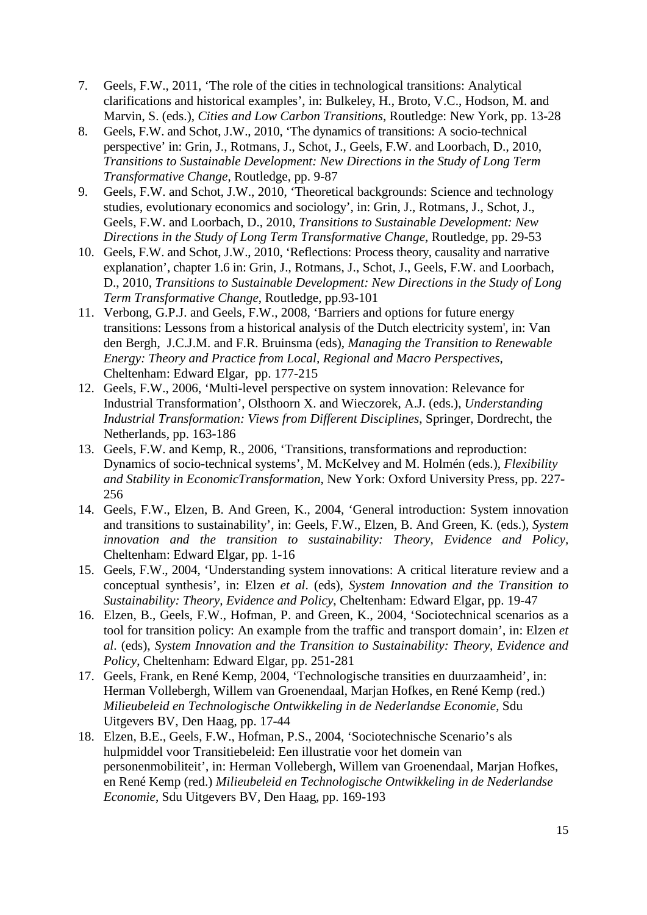7. Geels, F.W., 2011, 'The role of the cities in technological transitions: Analytical clarifications and historical examples', in: Bulkeley, H., Broto, V.C., Hodson, M. and Marvin, S. (eds.), *Cities and Low Carbon Transitions*, Routledge: New York, pp. 13-28
8. Geels, F.W. and Schot, J.W., 2010, 'The dynamics of transitions: A socio-technical perspective' in: Grin, J., Rotmans, J., Schot, J., Geels, F.W. and Loorbach, D., 2010, *Transitions to Sustainable Development: New Directions in the Study of Long Term Transformative Change*, Routledge, pp. 9-87
9. Geels, F.W. and Schot, J.W., 2010, 'Theoretical backgrounds: Science and technology studies, evolutionary economics and sociology', in: Grin, J., Rotmans, J., Schot, J., Geels, F.W. and Loorbach, D., 2010, *Transitions to Sustainable Development: New Directions in the Study of Long Term Transformative Change*, Routledge, pp. 29-53
10. Geels, F.W. and Schot, J.W., 2010, 'Reflections: Process theory, causality and narrative explanation', chapter 1.6 in: Grin, J., Rotmans, J., Schot, J., Geels, F.W. and Loorbach, D., 2010, *Transitions to Sustainable Development: New Directions in the Study of Long Term Transformative Change*, Routledge, pp.93-101
11. Verbong, G.P.J. and Geels, F.W., 2008, 'Barriers and options for future energy transitions: Lessons from a historical analysis of the Dutch electricity system', in: Van den Bergh, J.C.J.M. and F.R. Bruinsma (eds), *Managing the Transition to Renewable Energy: Theory and Practice from Local, Regional and Macro Perspectives*, Cheltenham: Edward Elgar, pp. 177-215
12. Geels, F.W., 2006, 'Multi-level perspective on system innovation: Relevance for Industrial Transformation', Olsthoorn X. and Wieczorek, A.J. (eds.), *Understanding Industrial Transformation: Views from Different Disciplines*, Springer, Dordrecht, the Netherlands, pp. 163-186
13. Geels, F.W. and Kemp, R., 2006, 'Transitions, transformations and reproduction: Dynamics of socio-technical systems', M. McKelvey and M. Holmén (eds.), *Flexibility and Stability in EconomicTransformation*, New York: Oxford University Press, pp. 227-256
14. Geels, F.W., Elzen, B. And Green, K., 2004, 'General introduction: System innovation and transitions to sustainability', in: Geels, F.W., Elzen, B. And Green, K. (eds.), *System innovation and the transition to sustainability: Theory, Evidence and Policy*, Cheltenham: Edward Elgar, pp. 1-16
15. Geels, F.W., 2004, 'Understanding system innovations: A critical literature review and a conceptual synthesis', in: Elzen *et al*. (eds), *System Innovation and the Transition to Sustainability: Theory, Evidence and Policy*, Cheltenham: Edward Elgar, pp. 19-47
16. Elzen, B., Geels, F.W., Hofman, P. and Green, K., 2004, 'Sociotechnical scenarios as a tool for transition policy: An example from the traffic and transport domain', in: Elzen *et al*. (eds), *System Innovation and the Transition to Sustainability: Theory, Evidence and Policy*, Cheltenham: Edward Elgar, pp. 251-281
17. Geels, Frank, en René Kemp, 2004, 'Technologische transities en duurzaamheid', in: Herman Vollebergh, Willem van Groenendaal, Marjan Hofkes, en René Kemp (red.) *Milieubeleid en Technologische Ontwikkeling in de Nederlandse Economie*, Sdu Uitgevers BV, Den Haag, pp. 17-44
18. Elzen, B.E., Geels, F.W., Hofman, P.S., 2004, 'Sociotechnische Scenario's als hulpmiddel voor Transitiebeleid: Een illustratie voor het domein van personenmobiliteit', in: Herman Vollebergh, Willem van Groenendaal, Marjan Hofkes, en René Kemp (red.) *Milieubeleid en Technologische Ontwikkeling in de Nederlandse Economie*, Sdu Uitgevers BV, Den Haag, pp. 169-193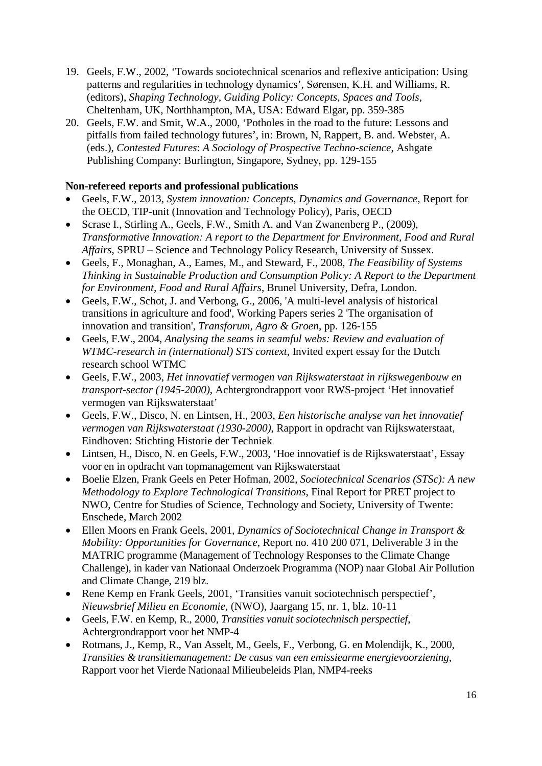19. Geels, F.W., 2002, 'Towards sociotechnical scenarios and reflexive anticipation: Using patterns and regularities in technology dynamics', Sørensen, K.H. and Williams, R. (editors), *Shaping Technology, Guiding Policy: Concepts, Spaces and Tools*, Cheltenham, UK, Northhampton, MA, USA: Edward Elgar, pp. 359-385
20. Geels, F.W. and Smit, W.A., 2000, 'Potholes in the road to the future: Lessons and pitfalls from failed technology futures', in: Brown, N, Rappert, B. and. Webster, A. (eds.), *Contested Futures*: *A Sociology of Prospective Techno-science*, Ashgate Publishing Company: Burlington, Singapore, Sydney, pp. 129-155

**Non-refereed reports and professional publications**

- Geels, F.W., 2013, *System innovation: Concepts, Dynamics and Governance*, Report for the OECD, TIP-unit (Innovation and Technology Policy), Paris, OECD
- Scrase I., Stirling A., Geels, F.W., Smith A. and Van Zwanenberg P., (2009), *Transformative Innovation: A report to the Department for Environment, Food and Rural Affairs*, SPRU – Science and Technology Policy Research, University of Sussex.
- Geels, F., Monaghan, A., Eames, M., and Steward, F., 2008, *The Feasibility of Systems Thinking in Sustainable Production and Consumption Policy: A Report to the Department for Environment, Food and Rural Affairs*, Brunel University, Defra, London.
- Geels, F.W., Schot, J. and Verbong, G., 2006, 'A multi-level analysis of historical transitions in agriculture and food', Working Papers series 2 'The organisation of innovation and transition', *Transforum, Agro & Groen*, pp. 126-155
- Geels, F.W., 2004, *Analysing the seams in seamful webs: Review and evaluation of WTMC-research in (international) STS context*, Invited expert essay for the Dutch research school WTMC
- Geels, F.W., 2003, *Het innovatief vermogen van Rijkswaterstaat in rijkswegenbouw en transport-sector (1945-2000)*, Achtergrondrapport voor RWS-project 'Het innovatief vermogen van Rijkswaterstaat'
- Geels, F.W., Disco, N. en Lintsen, H., 2003, *Een historische analyse van het innovatief vermogen van Rijkswaterstaat (1930-2000)*, Rapport in opdracht van Rijkswaterstaat, Eindhoven: Stichting Historie der Techniek
- Lintsen, H., Disco, N. en Geels, F.W., 2003, 'Hoe innovatief is de Rijkswaterstaat', Essay voor en in opdracht van topmanagement van Rijkswaterstaat
- Boelie Elzen, Frank Geels en Peter Hofman, 2002, *Sociotechnical Scenarios (STSc): A new Methodology to Explore Technological Transitions*, Final Report for PRET project to NWO, Centre for Studies of Science, Technology and Society, University of Twente: Enschede, March 2002
- Ellen Moors en Frank Geels, 2001, *Dynamics of Sociotechnical Change in Transport & Mobility: Opportunities for Governance*, Report no. 410 200 071, Deliverable 3 in the MATRIC programme (Management of Technology Responses to the Climate Change Challenge), in kader van Nationaal Onderzoek Programma (NOP) naar Global Air Pollution and Climate Change, 219 blz.
- Rene Kemp en Frank Geels, 2001, 'Transities vanuit sociotechnisch perspectief', *Nieuwsbrief Milieu en Economie*, (NWO), Jaargang 15, nr. 1, blz. 10-11
- Geels, F.W. en Kemp, R., 2000, *Transities vanuit sociotechnisch perspectief*, Achtergrondrapport voor het NMP-4
- Rotmans, J., Kemp, R., Van Asselt, M., Geels, F., Verbong, G. en Molendijk, K., 2000, *Transities & transitiemanagement: De casus van een emissiearme energievoorziening*, Rapport voor het Vierde Nationaal Milieubeleids Plan, NMP4-reeks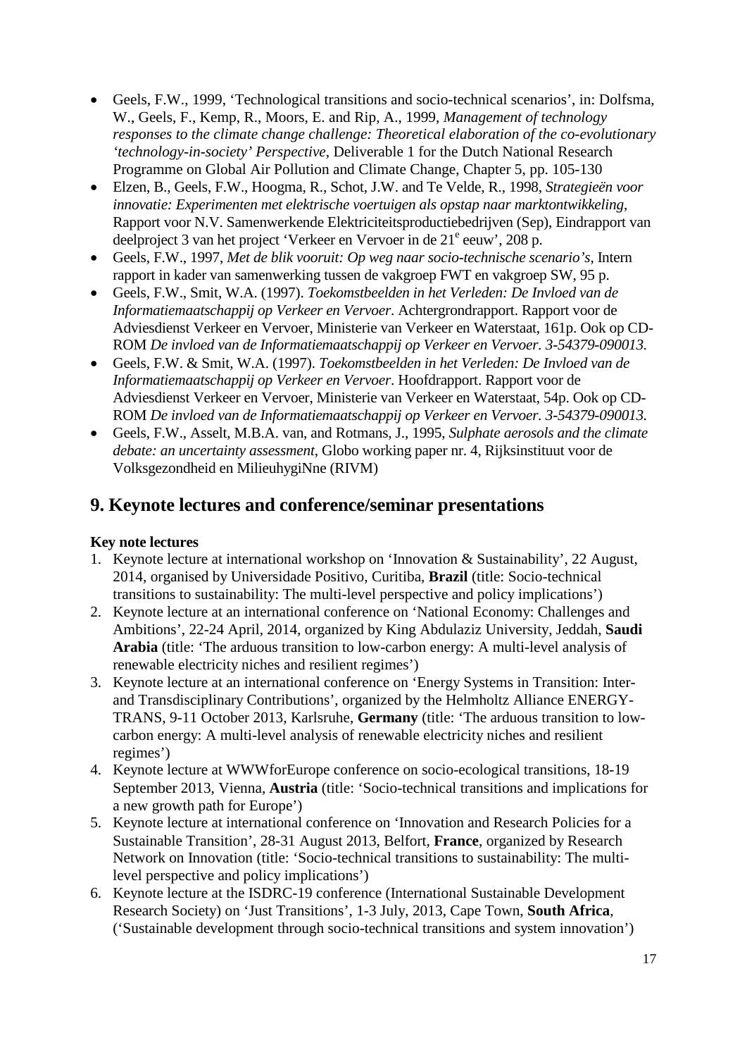- Geels, F.W., 1999, 'Technological transitions and socio-technical scenarios', in: Dolfsma, W., Geels, F., Kemp, R., Moors, E. and Rip, A., 1999, *Management of technology responses to the climate change challenge: Theoretical elaboration of the co-evolutionary 'technology-in-society' Perspective*, Deliverable 1 for the Dutch National Research Programme on Global Air Pollution and Climate Change, Chapter 5, pp. 105-130
- Elzen, B., Geels, F.W., Hoogma, R., Schot, J.W. and Te Velde, R., 1998, *Strategieën voor innovatie: Experimenten met elektrische voertuigen als opstap naar marktontwikkeling*, Rapport voor N.V. Samenwerkende Elektriciteitsproductiebedrijven (Sep), Eindrapport van deelproject 3 van het project 'Verkeer en Vervoer in de 21$^{e}$ eeuw', 208 p.
- Geels, F.W., 1997, *Met de blik vooruit: Op weg naar socio-technische scenario's*, Intern rapport in kader van samenwerking tussen de vakgroep FWT en vakgroep SW, 95 p.
- Geels, F.W., Smit, W.A. (1997). *Toekomstbeelden in het Verleden: De Invloed van de Informatiemaatschappij op Verkeer en Vervoer*. Achtergrondrapport. Rapport voor de Adviesdienst Verkeer en Vervoer, Ministerie van Verkeer en Waterstaat, 161p. Ook op CD-ROM *De invloed van de Informatiemaatschappij op Verkeer en Vervoer. 3-54379-090013.*
- Geels, F.W. & Smit, W.A. (1997). *Toekomstbeelden in het Verleden: De Invloed van de Informatiemaatschappij op Verkeer en Vervoer*. Hoofdrapport. Rapport voor de Adviesdienst Verkeer en Vervoer, Ministerie van Verkeer en Waterstaat, 54p. Ook op CD-ROM *De invloed van de Informatiemaatschappij op Verkeer en Vervoer. 3-54379-090013.*
- Geels, F.W., Asselt, M.B.A. van, and Rotmans, J., 1995, *Sulphate aerosols and the climate debate: an uncertainty assessment*, Globo working paper nr. 4, Rijksinstituut voor de Volksgezondheid en MilieuhygiNne (RIVM)

## 9. Keynote lectures and conference/seminar presentations

**Key note lectures**

1. Keynote lecture at international workshop on 'Innovation & Sustainability', 22 August, 2014, organised by Universidade Positivo, Curitiba, **Brazil** (title: Socio-technical transitions to sustainability: The multi-level perspective and policy implications')
2. Keynote lecture at an international conference on 'National Economy: Challenges and Ambitions', 22-24 April, 2014, organized by King Abdulaziz University, Jeddah, **Saudi Arabia** (title: 'The arduous transition to low-carbon energy: A multi-level analysis of renewable electricity niches and resilient regimes')
3. Keynote lecture at an international conference on 'Energy Systems in Transition: Inter- and Transdisciplinary Contributions', organized by the Helmholtz Alliance ENERGY-TRANS, 9-11 October 2013, Karlsruhe, **Germany** (title: 'The arduous transition to low-carbon energy: A multi-level analysis of renewable electricity niches and resilient regimes')
4. Keynote lecture at WWWforEurope conference on socio-ecological transitions, 18-19 September 2013, Vienna, **Austria** (title: 'Socio-technical transitions and implications for a new growth path for Europe')
5. Keynote lecture at international conference on 'Innovation and Research Policies for a Sustainable Transition', 28-31 August 2013, Belfort, **France**, organized by Research Network on Innovation (title: 'Socio-technical transitions to sustainability: The multi-level perspective and policy implications')
6. Keynote lecture at the ISDRC-19 conference (International Sustainable Development Research Society) on 'Just Transitions', 1-3 July, 2013, Cape Town, **South Africa**, ('Sustainable development through socio-technical transitions and system innovation')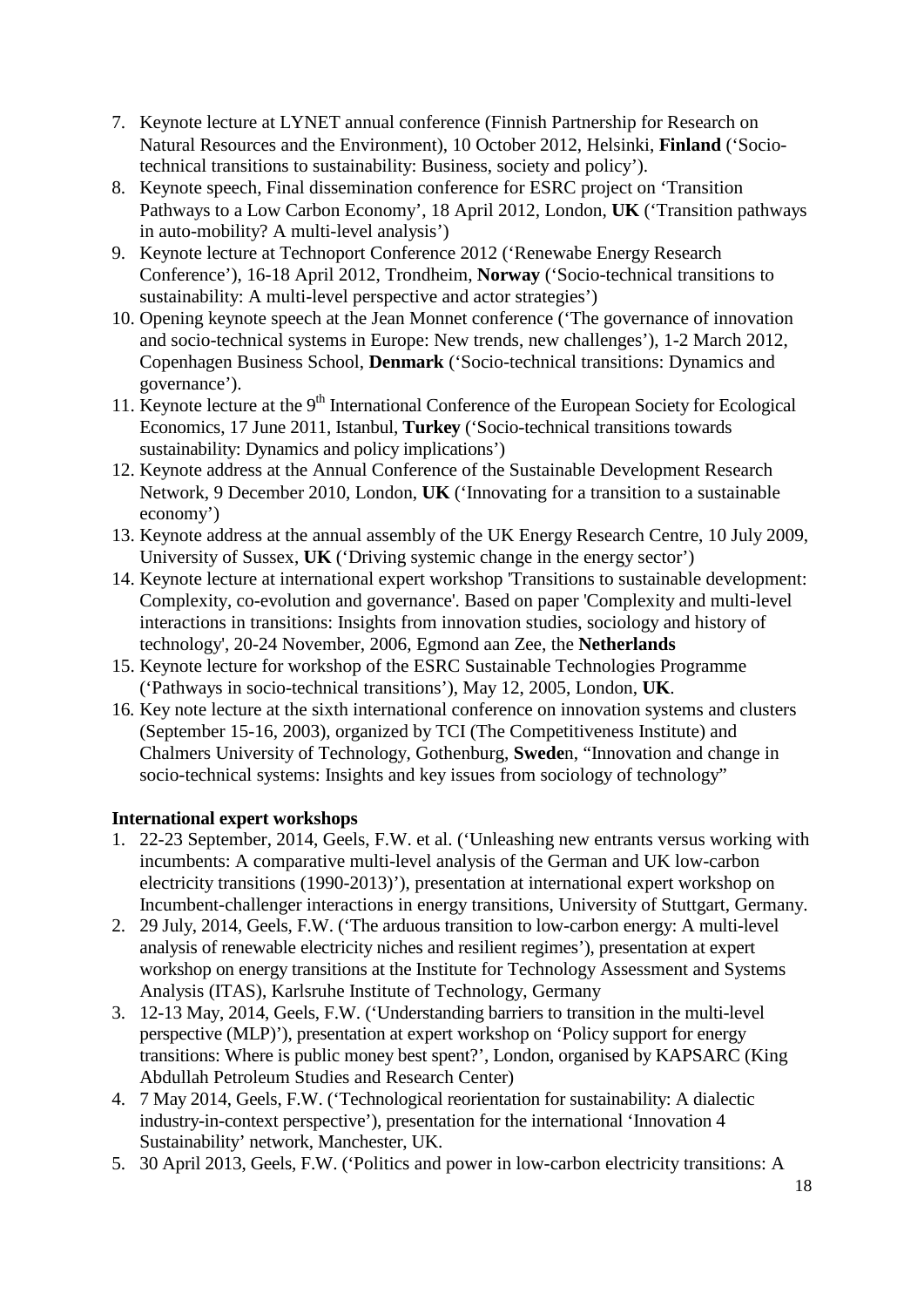7. Keynote lecture at LYNET annual conference (Finnish Partnership for Research on Natural Resources and the Environment), 10 October 2012, Helsinki, **Finland** ('Socio-technical transitions to sustainability: Business, society and policy').
8. Keynote speech, Final dissemination conference for ESRC project on 'Transition Pathways to a Low Carbon Economy', 18 April 2012, London, **UK** ('Transition pathways in auto-mobility? A multi-level analysis')
9. Keynote lecture at Technoport Conference 2012 ('Renewabe Energy Research Conference'), 16-18 April 2012, Trondheim, **Norway** ('Socio-technical transitions to sustainability: A multi-level perspective and actor strategies')
10. Opening keynote speech at the Jean Monnet conference ('The governance of innovation and socio-technical systems in Europe: New trends, new challenges'), 1-2 March 2012, Copenhagen Business School, **Denmark** ('Socio-technical transitions: Dynamics and governance').
11. Keynote lecture at the 9th International Conference of the European Society for Ecological Economics, 17 June 2011, Istanbul, **Turkey** ('Socio-technical transitions towards sustainability: Dynamics and policy implications')
12. Keynote address at the Annual Conference of the Sustainable Development Research Network, 9 December 2010, London, **UK** ('Innovating for a transition to a sustainable economy')
13. Keynote address at the annual assembly of the UK Energy Research Centre, 10 July 2009, University of Sussex, **UK** ('Driving systemic change in the energy sector')
14. Keynote lecture at international expert workshop 'Transitions to sustainable development: Complexity, co-evolution and governance'. Based on paper 'Complexity and multi-level interactions in transitions: Insights from innovation studies, sociology and history of technology', 20-24 November, 2006, Egmond aan Zee, the **Netherlands**
15. Keynote lecture for workshop of the ESRC Sustainable Technologies Programme ('Pathways in socio-technical transitions'), May 12, 2005, London, **UK**.
16. Key note lecture at the sixth international conference on innovation systems and clusters (September 15-16, 2003), organized by TCI (The Competitiveness Institute) and Chalmers University of Technology, Gothenburg, **Swede**n, "Innovation and change in socio-technical systems: Insights and key issues from sociology of technology"

**International expert workshops**

1. 22-23 September, 2014, Geels, F.W. et al. ('Unleashing new entrants versus working with incumbents: A comparative multi-level analysis of the German and UK low-carbon electricity transitions (1990-2013)'), presentation at international expert workshop on Incumbent-challenger interactions in energy transitions, University of Stuttgart, Germany.
2. 29 July, 2014, Geels, F.W. ('The arduous transition to low-carbon energy: A multi-level analysis of renewable electricity niches and resilient regimes'), presentation at expert workshop on energy transitions at the Institute for Technology Assessment and Systems Analysis (ITAS), Karlsruhe Institute of Technology, Germany
3. 12-13 May, 2014, Geels, F.W. ('Understanding barriers to transition in the multi-level perspective (MLP)'), presentation at expert workshop on 'Policy support for energy transitions: Where is public money best spent?', London, organised by KAPSARC (King Abdullah Petroleum Studies and Research Center)
4. 7 May 2014, Geels, F.W. ('Technological reorientation for sustainability: A dialectic industry-in-context perspective'), presentation for the international 'Innovation 4 Sustainability' network, Manchester, UK.
5. 30 April 2013, Geels, F.W. ('Politics and power in low-carbon electricity transitions: A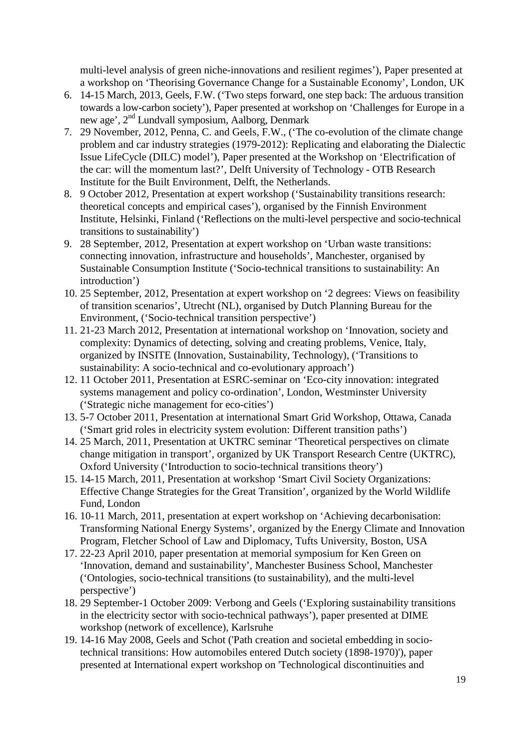multi-level analysis of green niche-innovations and resilient regimes'), Paper presented at a workshop on 'Theorising Governance Change for a Sustainable Economy', London, UK

6. 14-15 March, 2013, Geels, F.W. ('Two steps forward, one step back: The arduous transition towards a low-carbon society'), Paper presented at workshop on 'Challenges for Europe in a new age', 2nd Lundvall symposium, Aalborg, Denmark
7. 29 November, 2012, Penna, C. and Geels, F.W., ('The co-evolution of the climate change problem and car industry strategies (1979-2012): Replicating and elaborating the Dialectic Issue LifeCycle (DILC) model'), Paper presented at the Workshop on 'Electrification of the car: will the momentum last?', Delft University of Technology - OTB Research Institute for the Built Environment, Delft, the Netherlands.
8. 9 October 2012, Presentation at expert workshop ('Sustainability transitions research: theoretical concepts and empirical cases'), organised by the Finnish Environment Institute, Helsinki, Finland ('Reflections on the multi-level perspective and socio-technical transitions to sustainability')
9. 28 September, 2012, Presentation at expert workshop on 'Urban waste transitions: connecting innovation, infrastructure and households', Manchester, organised by Sustainable Consumption Institute ('Socio-technical transitions to sustainability: An introduction')
10. 25 September, 2012, Presentation at expert workshop on '2 degrees: Views on feasibility of transition scenarios', Utrecht (NL), organised by Dutch Planning Bureau for the Environment, ('Socio-technical transition perspective')
11. 21-23 March 2012, Presentation at international workshop on 'Innovation, society and complexity: Dynamics of detecting, solving and creating problems, Venice, Italy, organized by INSITE (Innovation, Sustainability, Technology), ('Transitions to sustainability: A socio-technical and co-evolutionary approach')
12. 11 October 2011, Presentation at ESRC-seminar on 'Eco-city innovation: integrated systems management and policy co-ordination', London, Westminster University ('Strategic niche management for eco-cities')
13. 5-7 October 2011, Presentation at international Smart Grid Workshop, Ottawa, Canada ('Smart grid roles in electricity system evolution: Different transition paths')
14. 25 March, 2011, Presentation at UKTRC seminar 'Theoretical perspectives on climate change mitigation in transport', organized by UK Transport Research Centre (UKTRC), Oxford University ('Introduction to socio-technical transitions theory')
15. 14-15 March, 2011, Presentation at workshop 'Smart Civil Society Organizations: Effective Change Strategies for the Great Transition', organized by the World Wildlife Fund, London
16. 10-11 March, 2011, presentation at expert workshop on 'Achieving decarbonisation: Transforming National Energy Systems', organized by the Energy Climate and Innovation Program, Fletcher School of Law and Diplomacy, Tufts University, Boston, USA
17. 22-23 April 2010, paper presentation at memorial symposium for Ken Green on 'Innovation, demand and sustainability', Manchester Business School, Manchester ('Ontologies, socio-technical transitions (to sustainability), and the multi-level perspective')
18. 29 September-1 October 2009: Verbong and Geels ('Exploring sustainability transitions in the electricity sector with socio-technical pathways'), paper presented at DIME workshop (network of excellence), Karlsruhe
19. 14-16 May 2008, Geels and Schot ('Path creation and societal embedding in socio-technical transitions: How automobiles entered Dutch society (1898-1970)'), paper presented at International expert workshop on 'Technological discontinuities and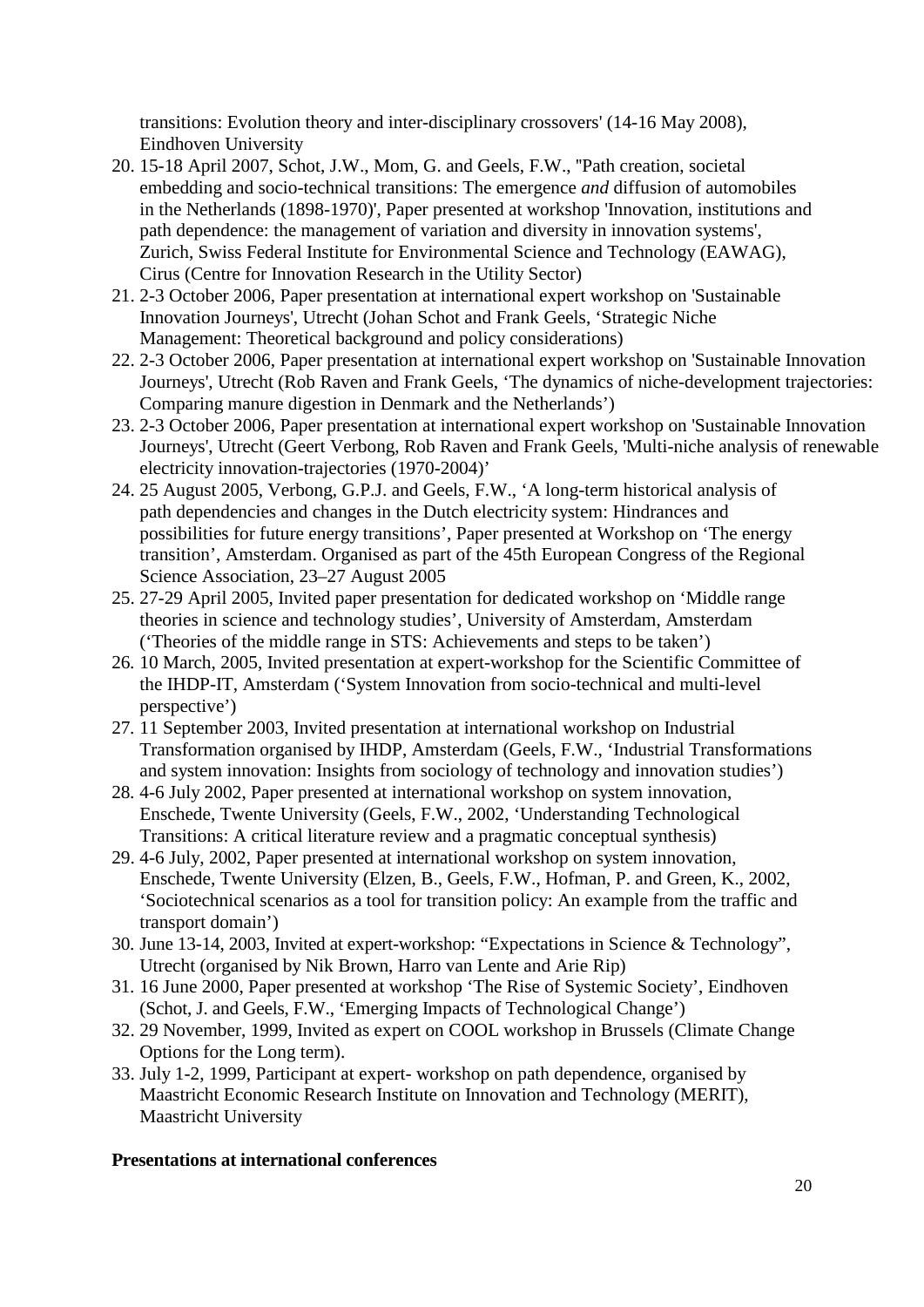transitions: Evolution theory and inter-disciplinary crossovers' (14-16 May 2008), Eindhoven University

20. 15-18 April 2007, Schot, J.W., Mom, G. and Geels, F.W., ''Path creation, societal embedding and socio-technical transitions: The emergence *and* diffusion of automobiles in the Netherlands (1898-1970)', Paper presented at workshop 'Innovation, institutions and path dependence: the management of variation and diversity in innovation systems', Zurich, Swiss Federal Institute for Environmental Science and Technology (EAWAG), Cirus (Centre for Innovation Research in the Utility Sector)
21. 2-3 October 2006, Paper presentation at international expert workshop on 'Sustainable Innovation Journeys', Utrecht (Johan Schot and Frank Geels, 'Strategic Niche Management: Theoretical background and policy considerations)
22. 2-3 October 2006, Paper presentation at international expert workshop on 'Sustainable Innovation Journeys', Utrecht (Rob Raven and Frank Geels, 'The dynamics of niche-development trajectories: Comparing manure digestion in Denmark and the Netherlands')
23. 2-3 October 2006, Paper presentation at international expert workshop on 'Sustainable Innovation Journeys', Utrecht (Geert Verbong, Rob Raven and Frank Geels, 'Multi-niche analysis of renewable electricity innovation-trajectories (1970-2004)'
24. 25 August 2005, Verbong, G.P.J. and Geels, F.W., 'A long-term historical analysis of path dependencies and changes in the Dutch electricity system: Hindrances and possibilities for future energy transitions', Paper presented at Workshop on 'The energy transition', Amsterdam. Organised as part of the 45th European Congress of the Regional Science Association, 23–27 August 2005
25. 27-29 April 2005, Invited paper presentation for dedicated workshop on 'Middle range theories in science and technology studies', University of Amsterdam, Amsterdam ('Theories of the middle range in STS: Achievements and steps to be taken')
26. 10 March, 2005, Invited presentation at expert-workshop for the Scientific Committee of the IHDP-IT, Amsterdam ('System Innovation from socio-technical and multi-level perspective')
27. 11 September 2003, Invited presentation at international workshop on Industrial Transformation organised by IHDP, Amsterdam (Geels, F.W., 'Industrial Transformations and system innovation: Insights from sociology of technology and innovation studies')
28. 4-6 July 2002, Paper presented at international workshop on system innovation, Enschede, Twente University (Geels, F.W., 2002, 'Understanding Technological Transitions: A critical literature review and a pragmatic conceptual synthesis)
29. 4-6 July, 2002, Paper presented at international workshop on system innovation, Enschede, Twente University (Elzen, B., Geels, F.W., Hofman, P. and Green, K., 2002, 'Sociotechnical scenarios as a tool for transition policy: An example from the traffic and transport domain')
30. June 13-14, 2003, Invited at expert-workshop: "Expectations in Science & Technology", Utrecht (organised by Nik Brown, Harro van Lente and Arie Rip)
31. 16 June 2000, Paper presented at workshop 'The Rise of Systemic Society', Eindhoven (Schot, J. and Geels, F.W., 'Emerging Impacts of Technological Change')
32. 29 November, 1999, Invited as expert on COOL workshop in Brussels (Climate Change Options for the Long term).
33. July 1-2, 1999, Participant at expert- workshop on path dependence, organised by Maastricht Economic Research Institute on Innovation and Technology (MERIT), Maastricht University

**Presentations at international conferences**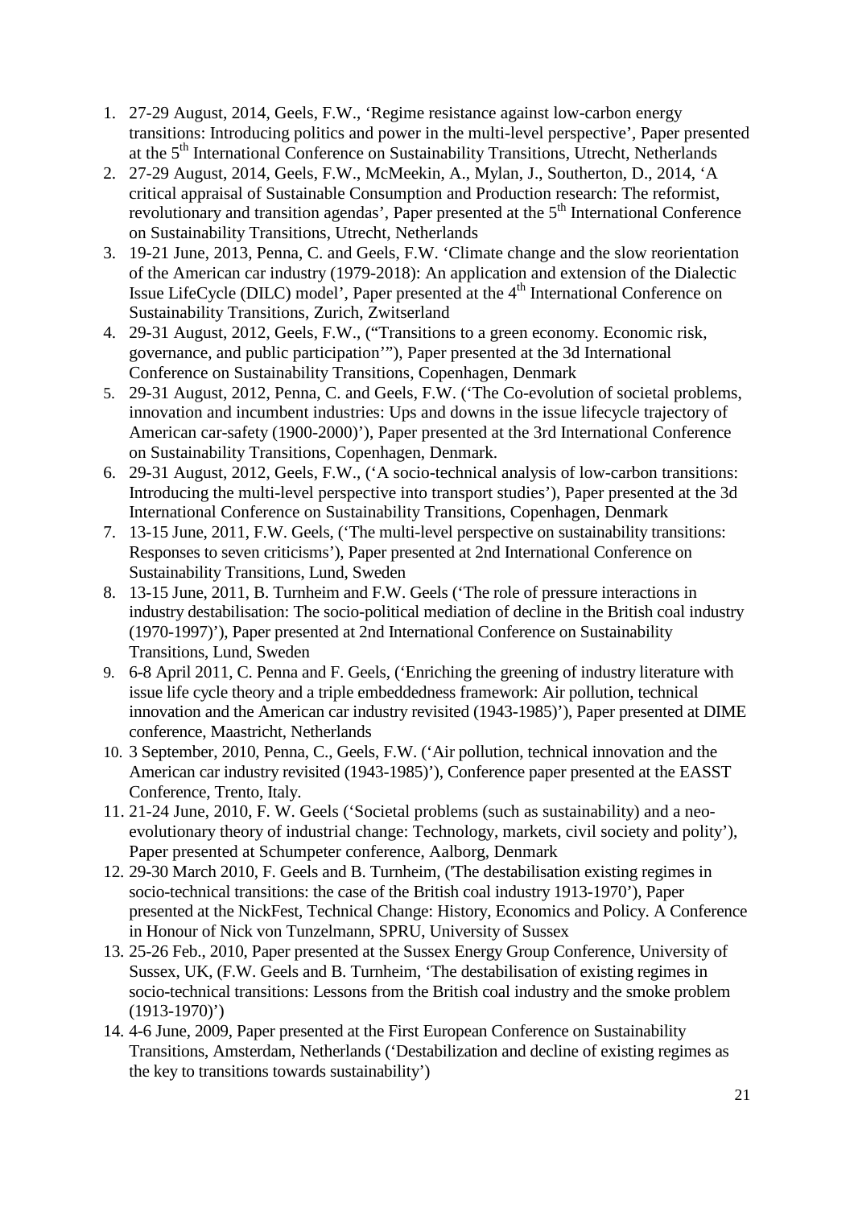1. 27-29 August, 2014, Geels, F.W., 'Regime resistance against low-carbon energy transitions: Introducing politics and power in the multi-level perspective', Paper presented at the 5th International Conference on Sustainability Transitions, Utrecht, Netherlands
2. 27-29 August, 2014, Geels, F.W., McMeekin, A., Mylan, J., Southerton, D., 2014, 'A critical appraisal of Sustainable Consumption and Production research: The reformist, revolutionary and transition agendas', Paper presented at the 5th International Conference on Sustainability Transitions, Utrecht, Netherlands
3. 19-21 June, 2013, Penna, C. and Geels, F.W. 'Climate change and the slow reorientation of the American car industry (1979-2018): An application and extension of the Dialectic Issue LifeCycle (DILC) model', Paper presented at the 4th International Conference on Sustainability Transitions, Zurich, Zwitserland
4. 29-31 August, 2012, Geels, F.W., ("Transitions to a green economy. Economic risk, governance, and public participation'"), Paper presented at the 3d International Conference on Sustainability Transitions, Copenhagen, Denmark
5. 29-31 August, 2012, Penna, C. and Geels, F.W. ('The Co-evolution of societal problems, innovation and incumbent industries: Ups and downs in the issue lifecycle trajectory of American car-safety (1900-2000)'), Paper presented at the 3rd International Conference on Sustainability Transitions, Copenhagen, Denmark.
6. 29-31 August, 2012, Geels, F.W., ('A socio-technical analysis of low-carbon transitions: Introducing the multi-level perspective into transport studies'), Paper presented at the 3d International Conference on Sustainability Transitions, Copenhagen, Denmark
7. 13-15 June, 2011, F.W. Geels, ('The multi-level perspective on sustainability transitions: Responses to seven criticisms'), Paper presented at 2nd International Conference on Sustainability Transitions, Lund, Sweden
8. 13-15 June, 2011, B. Turnheim and F.W. Geels ('The role of pressure interactions in industry destabilisation: The socio-political mediation of decline in the British coal industry (1970-1997)'), Paper presented at 2nd International Conference on Sustainability Transitions, Lund, Sweden
9. 6-8 April 2011, C. Penna and F. Geels, ('Enriching the greening of industry literature with issue life cycle theory and a triple embeddedness framework: Air pollution, technical innovation and the American car industry revisited (1943-1985)'), Paper presented at DIME conference, Maastricht, Netherlands
10. 3 September, 2010, Penna, C., Geels, F.W. ('Air pollution, technical innovation and the American car industry revisited (1943-1985)'), Conference paper presented at the EASST Conference, Trento, Italy.
11. 21-24 June, 2010, F. W. Geels ('Societal problems (such as sustainability) and a neo-evolutionary theory of industrial change: Technology, markets, civil society and polity'), Paper presented at Schumpeter conference, Aalborg, Denmark
12. 29-30 March 2010, F. Geels and B. Turnheim, ('The destabilisation existing regimes in socio-technical transitions: the case of the British coal industry 1913-1970'), Paper presented at the NickFest, Technical Change: History, Economics and Policy. A Conference in Honour of Nick von Tunzelmann, SPRU, University of Sussex
13. 25-26 Feb., 2010, Paper presented at the Sussex Energy Group Conference, University of Sussex, UK, (F.W. Geels and B. Turnheim, 'The destabilisation of existing regimes in socio-technical transitions: Lessons from the British coal industry and the smoke problem (1913-1970)')
14. 4-6 June, 2009, Paper presented at the First European Conference on Sustainability Transitions, Amsterdam, Netherlands ('Destabilization and decline of existing regimes as the key to transitions towards sustainability')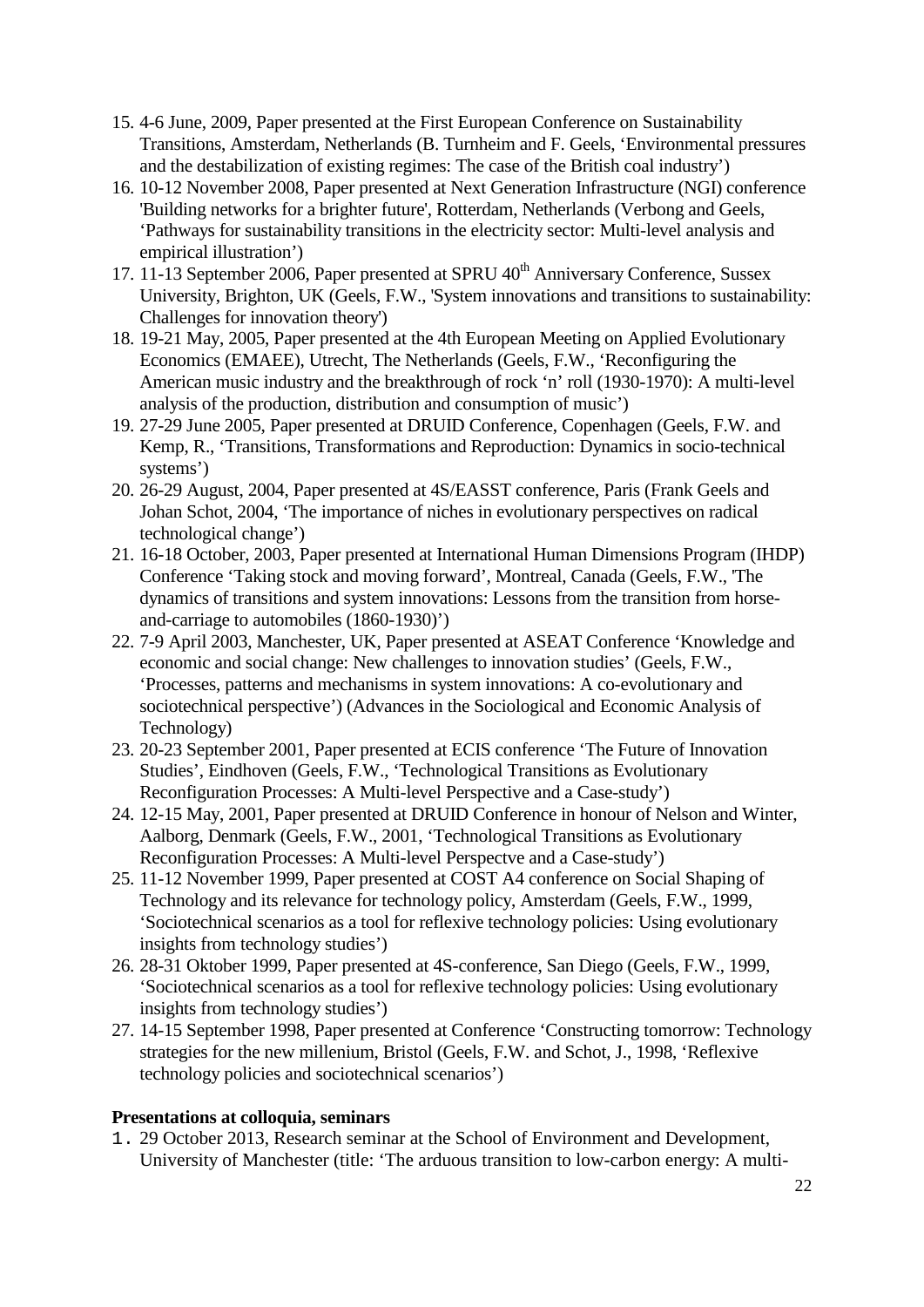15. 4-6 June, 2009, Paper presented at the First European Conference on Sustainability Transitions, Amsterdam, Netherlands (B. Turnheim and F. Geels, 'Environmental pressures and the destabilization of existing regimes: The case of the British coal industry')
16. 10-12 November 2008, Paper presented at Next Generation Infrastructure (NGI) conference 'Building networks for a brighter future', Rotterdam, Netherlands (Verbong and Geels, 'Pathways for sustainability transitions in the electricity sector: Multi-level analysis and empirical illustration')
17. 11-13 September 2006, Paper presented at SPRU 40th Anniversary Conference, Sussex University, Brighton, UK (Geels, F.W., 'System innovations and transitions to sustainability: Challenges for innovation theory')
18. 19-21 May, 2005, Paper presented at the 4th European Meeting on Applied Evolutionary Economics (EMAEE), Utrecht, The Netherlands (Geels, F.W., 'Reconfiguring the American music industry and the breakthrough of rock 'n' roll (1930-1970): A multi-level analysis of the production, distribution and consumption of music')
19. 27-29 June 2005, Paper presented at DRUID Conference, Copenhagen (Geels, F.W. and Kemp, R., 'Transitions, Transformations and Reproduction: Dynamics in socio-technical systems')
20. 26-29 August, 2004, Paper presented at 4S/EASST conference, Paris (Frank Geels and Johan Schot, 2004, 'The importance of niches in evolutionary perspectives on radical technological change')
21. 16-18 October, 2003, Paper presented at International Human Dimensions Program (IHDP) Conference 'Taking stock and moving forward', Montreal, Canada (Geels, F.W., 'The dynamics of transitions and system innovations: Lessons from the transition from horse-and-carriage to automobiles (1860-1930)')
22. 7-9 April 2003, Manchester, UK, Paper presented at ASEAT Conference 'Knowledge and economic and social change: New challenges to innovation studies' (Geels, F.W., 'Processes, patterns and mechanisms in system innovations: A co-evolutionary and sociotechnical perspective') (Advances in the Sociological and Economic Analysis of Technology)
23. 20-23 September 2001, Paper presented at ECIS conference 'The Future of Innovation Studies', Eindhoven (Geels, F.W., 'Technological Transitions as Evolutionary Reconfiguration Processes: A Multi-level Perspective and a Case-study')
24. 12-15 May, 2001, Paper presented at DRUID Conference in honour of Nelson and Winter, Aalborg, Denmark (Geels, F.W., 2001, 'Technological Transitions as Evolutionary Reconfiguration Processes: A Multi-level Perspectve and a Case-study')
25. 11-12 November 1999, Paper presented at COST A4 conference on Social Shaping of Technology and its relevance for technology policy, Amsterdam (Geels, F.W., 1999, 'Sociotechnical scenarios as a tool for reflexive technology policies: Using evolutionary insights from technology studies')
26. 28-31 Oktober 1999, Paper presented at 4S-conference, San Diego (Geels, F.W., 1999, 'Sociotechnical scenarios as a tool for reflexive technology policies: Using evolutionary insights from technology studies')
27. 14-15 September 1998, Paper presented at Conference 'Constructing tomorrow: Technology strategies for the new millenium, Bristol (Geels, F.W. and Schot, J., 1998, 'Reflexive technology policies and sociotechnical scenarios')

**Presentations at colloquia, seminars**

1. 29 October 2013, Research seminar at the School of Environment and Development, University of Manchester (title: 'The arduous transition to low-carbon energy: A multi-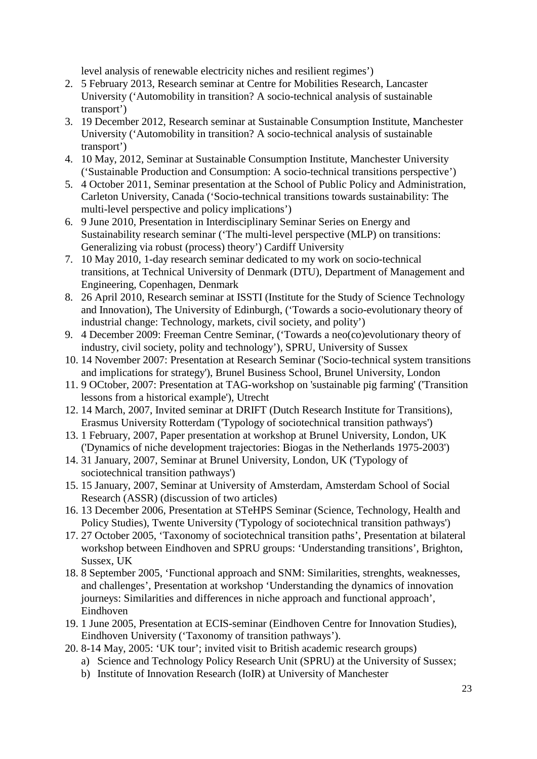level analysis of renewable electricity niches and resilient regimes')

2. 5 February 2013, Research seminar at Centre for Mobilities Research, Lancaster University ('Automobility in transition? A socio-technical analysis of sustainable transport')
3. 19 December 2012, Research seminar at Sustainable Consumption Institute, Manchester University ('Automobility in transition? A socio-technical analysis of sustainable transport')
4. 10 May, 2012, Seminar at Sustainable Consumption Institute, Manchester University ('Sustainable Production and Consumption: A socio-technical transitions perspective')
5. 4 October 2011, Seminar presentation at the School of Public Policy and Administration, Carleton University, Canada ('Socio-technical transitions towards sustainability: The multi-level perspective and policy implications')
6. 9 June 2010, Presentation in Interdisciplinary Seminar Series on Energy and Sustainability research seminar ('The multi-level perspective (MLP) on transitions: Generalizing via robust (process) theory') Cardiff University
7. 10 May 2010, 1-day research seminar dedicated to my work on socio-technical transitions, at Technical University of Denmark (DTU), Department of Management and Engineering, Copenhagen, Denmark
8. 26 April 2010, Research seminar at ISSTI (Institute for the Study of Science Technology and Innovation), The University of Edinburgh, ('Towards a socio-evolutionary theory of industrial change: Technology, markets, civil society, and polity')
9. 4 December 2009: Freeman Centre Seminar, ('Towards a neo(co)evolutionary theory of industry, civil society, polity and technology'), SPRU, University of Sussex
10. 14 November 2007: Presentation at Research Seminar ('Socio-technical system transitions and implications for strategy'), Brunel Business School, Brunel University, London
11. 9 OCtober, 2007: Presentation at TAG-workshop on 'sustainable pig farming' ('Transition lessons from a historical example'), Utrecht
12. 14 March, 2007, Invited seminar at DRIFT (Dutch Research Institute for Transitions), Erasmus University Rotterdam ('Typology of sociotechnical transition pathways')
13. 1 February, 2007, Paper presentation at workshop at Brunel University, London, UK ('Dynamics of niche development trajectories: Biogas in the Netherlands 1975-2003')
14. 31 January, 2007, Seminar at Brunel University, London, UK ('Typology of sociotechnical transition pathways')
15. 15 January, 2007, Seminar at University of Amsterdam, Amsterdam School of Social Research (ASSR) (discussion of two articles)
16. 13 December 2006, Presentation at STeHPS Seminar (Science, Technology, Health and Policy Studies), Twente University ('Typology of sociotechnical transition pathways')
17. 27 October 2005, 'Taxonomy of sociotechnical transition paths', Presentation at bilateral workshop between Eindhoven and SPRU groups: 'Understanding transitions', Brighton, Sussex, UK
18. 8 September 2005, 'Functional approach and SNM: Similarities, strenghts, weaknesses, and challenges', Presentation at workshop 'Understanding the dynamics of innovation journeys: Similarities and differences in niche approach and functional approach', Eindhoven
19. 1 June 2005, Presentation at ECIS-seminar (Eindhoven Centre for Innovation Studies), Eindhoven University ('Taxonomy of transition pathways').
20. 8-14 May, 2005: 'UK tour'; invited visit to British academic research groups)
    a) Science and Technology Policy Research Unit (SPRU) at the University of Sussex;
    b) Institute of Innovation Research (IoIR) at University of Manchester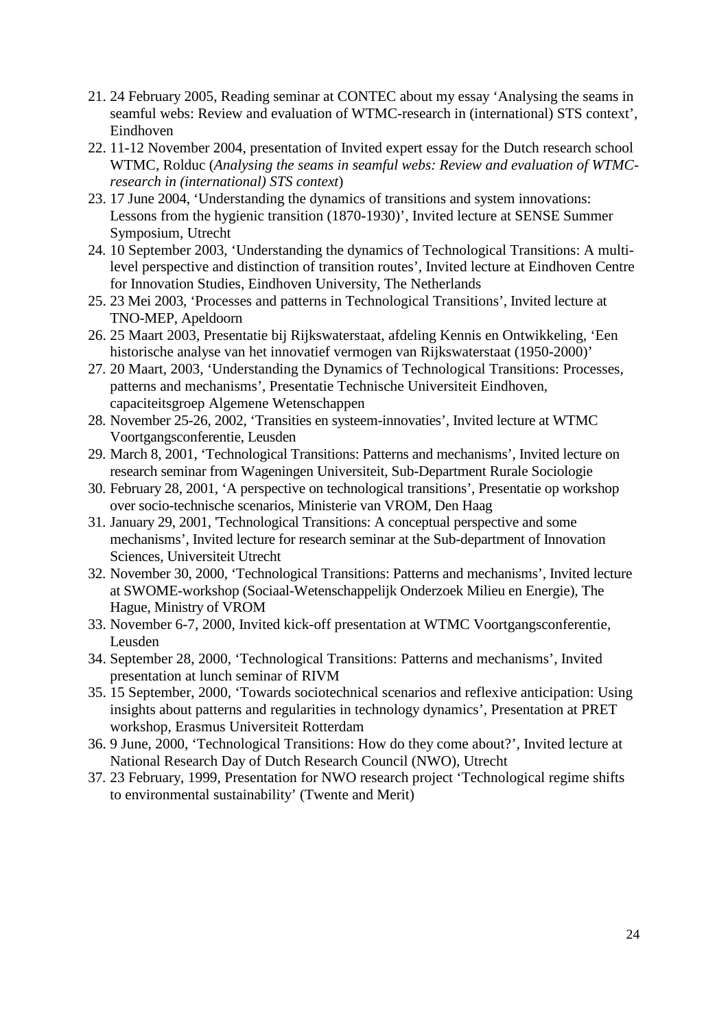21. 24 February 2005, Reading seminar at CONTEC about my essay ‘Analysing the seams in seamful webs: Review and evaluation of WTMC-research in (international) STS context’, Eindhoven
22. 11-12 November 2004, presentation of Invited expert essay for the Dutch research school WTMC, Rolduc (*Analysing the seams in seamful webs: Review and evaluation of WTMC-research in (international) STS context*)
23. 17 June 2004, ‘Understanding the dynamics of transitions and system innovations: Lessons from the hygienic transition (1870-1930)’, Invited lecture at SENSE Summer Symposium, Utrecht
24. 10 September 2003, ‘Understanding the dynamics of Technological Transitions: A multi-level perspective and distinction of transition routes’, Invited lecture at Eindhoven Centre for Innovation Studies, Eindhoven University, The Netherlands
25. 23 Mei 2003, ‘Processes and patterns in Technological Transitions’, Invited lecture at TNO-MEP, Apeldoorn
26. 25 Maart 2003, Presentatie bij Rijkswaterstaat, afdeling Kennis en Ontwikkeling, ‘Een historische analyse van het innovatief vermogen van Rijkswaterstaat (1950-2000)’
27. 20 Maart, 2003, ‘Understanding the Dynamics of Technological Transitions: Processes, patterns and mechanisms’, Presentatie Technische Universiteit Eindhoven, capaciteitsgroep Algemene Wetenschappen
28. November 25-26, 2002, ‘Transities en systeem-innovaties’, Invited lecture at WTMC Voortgangsconferentie, Leusden
29. March 8, 2001, ‘Technological Transitions: Patterns and mechanisms’, Invited lecture on research seminar from Wageningen Universiteit, Sub-Department Rurale Sociologie
30. February 28, 2001, ‘A perspective on technological transitions’, Presentatie op workshop over socio-technische scenarios, Ministerie van VROM, Den Haag
31. January 29, 2001, 'Technological Transitions: A conceptual perspective and some mechanisms’, Invited lecture for research seminar at the Sub-department of Innovation Sciences, Universiteit Utrecht
32. November 30, 2000, ‘Technological Transitions: Patterns and mechanisms’, Invited lecture at SWOME-workshop (Sociaal-Wetenschappelijk Onderzoek Milieu en Energie), The Hague, Ministry of VROM
33. November 6-7, 2000, Invited kick-off presentation at WTMC Voortgangsconferentie, Leusden
34. September 28, 2000, ‘Technological Transitions: Patterns and mechanisms’, Invited presentation at lunch seminar of RIVM
35. 15 September, 2000, ‘Towards sociotechnical scenarios and reflexive anticipation: Using insights about patterns and regularities in technology dynamics’, Presentation at PRET workshop, Erasmus Universiteit Rotterdam
36. 9 June, 2000, ‘Technological Transitions: How do they come about?’, Invited lecture at National Research Day of Dutch Research Council (NWO), Utrecht
37. 23 February, 1999, Presentation for NWO research project ‘Technological regime shifts to environmental sustainability’ (Twente and Merit)